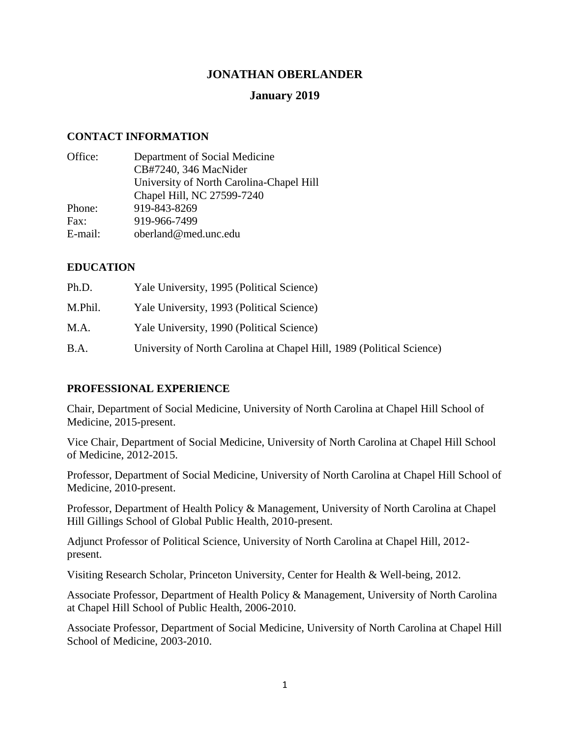# JONATHAN OBERLANDER

## January 2019

### CONTACT INFORMATION

| | |
|---|---|
| Office: | Department of Social Medicine<br>CB#7240, 346 MacNider<br>University of North Carolina-Chapel Hill<br>Chapel Hill, NC 27599-7240 |
| Phone: | 919-843-8269 |
| Fax: | 919-966-7499 |
| E-mail: | oberland@med.unc.edu |

### EDUCATION

| | |
|---|---|
| Ph.D. | Yale University, 1995 (Political Science) |
| M.Phil. | Yale University, 1993 (Political Science) |
| M.A. | Yale University, 1990 (Political Science) |
| B.A. | University of North Carolina at Chapel Hill, 1989 (Political Science) |

### PROFESSIONAL EXPERIENCE

Chair, Department of Social Medicine, University of North Carolina at Chapel Hill School of Medicine, 2015-present.

Vice Chair, Department of Social Medicine, University of North Carolina at Chapel Hill School of Medicine, 2012-2015.

Professor, Department of Social Medicine, University of North Carolina at Chapel Hill School of Medicine, 2010-present.

Professor, Department of Health Policy & Management, University of North Carolina at Chapel Hill Gillings School of Global Public Health, 2010-present.

Adjunct Professor of Political Science, University of North Carolina at Chapel Hill, 2012-present.

Visiting Research Scholar, Princeton University, Center for Health & Well-being, 2012.

Associate Professor, Department of Health Policy & Management, University of North Carolina at Chapel Hill School of Public Health, 2006-2010.

Associate Professor, Department of Social Medicine, University of North Carolina at Chapel Hill School of Medicine, 2003-2010.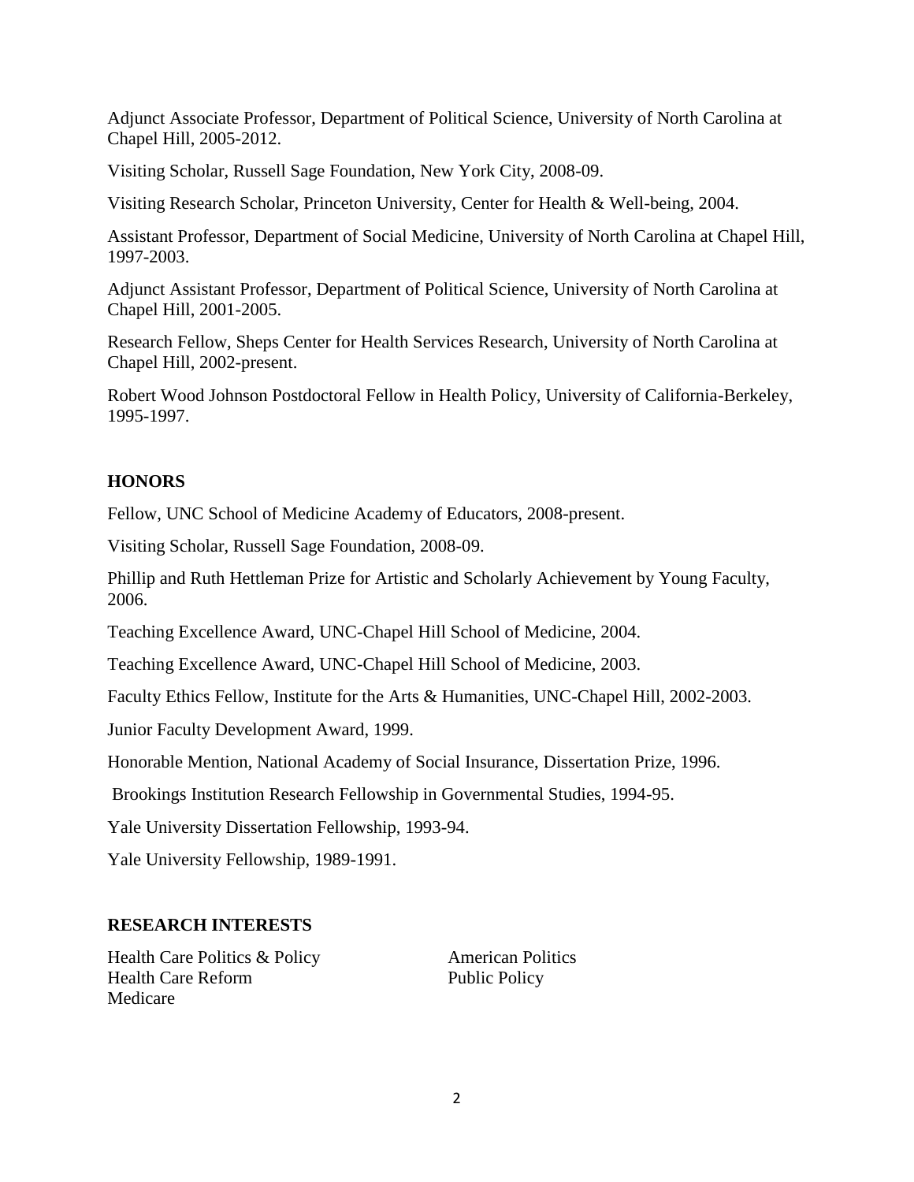Adjunct Associate Professor, Department of Political Science, University of North Carolina at Chapel Hill, 2005-2012.

Visiting Scholar, Russell Sage Foundation, New York City, 2008-09.

Visiting Research Scholar, Princeton University, Center for Health & Well-being, 2004.

Assistant Professor, Department of Social Medicine, University of North Carolina at Chapel Hill, 1997-2003.

Adjunct Assistant Professor, Department of Political Science, University of North Carolina at Chapel Hill, 2001-2005.

Research Fellow, Sheps Center for Health Services Research, University of North Carolina at Chapel Hill, 2002-present.

Robert Wood Johnson Postdoctoral Fellow in Health Policy, University of California-Berkeley, 1995-1997.

## HONORS

Fellow, UNC School of Medicine Academy of Educators, 2008-present.

Visiting Scholar, Russell Sage Foundation, 2008-09.

Phillip and Ruth Hettleman Prize for Artistic and Scholarly Achievement by Young Faculty, 2006.

Teaching Excellence Award, UNC-Chapel Hill School of Medicine, 2004.

Teaching Excellence Award, UNC-Chapel Hill School of Medicine, 2003.

Faculty Ethics Fellow, Institute for the Arts & Humanities, UNC-Chapel Hill, 2002-2003.

Junior Faculty Development Award, 1999.

Honorable Mention, National Academy of Social Insurance, Dissertation Prize, 1996.

Brookings Institution Research Fellowship in Governmental Studies, 1994-95.

Yale University Dissertation Fellowship, 1993-94.

Yale University Fellowship, 1989-1991.

## RESEARCH INTERESTS

Health Care Politics & Policy
Health Care Reform
Medicare
American Politics
Public Policy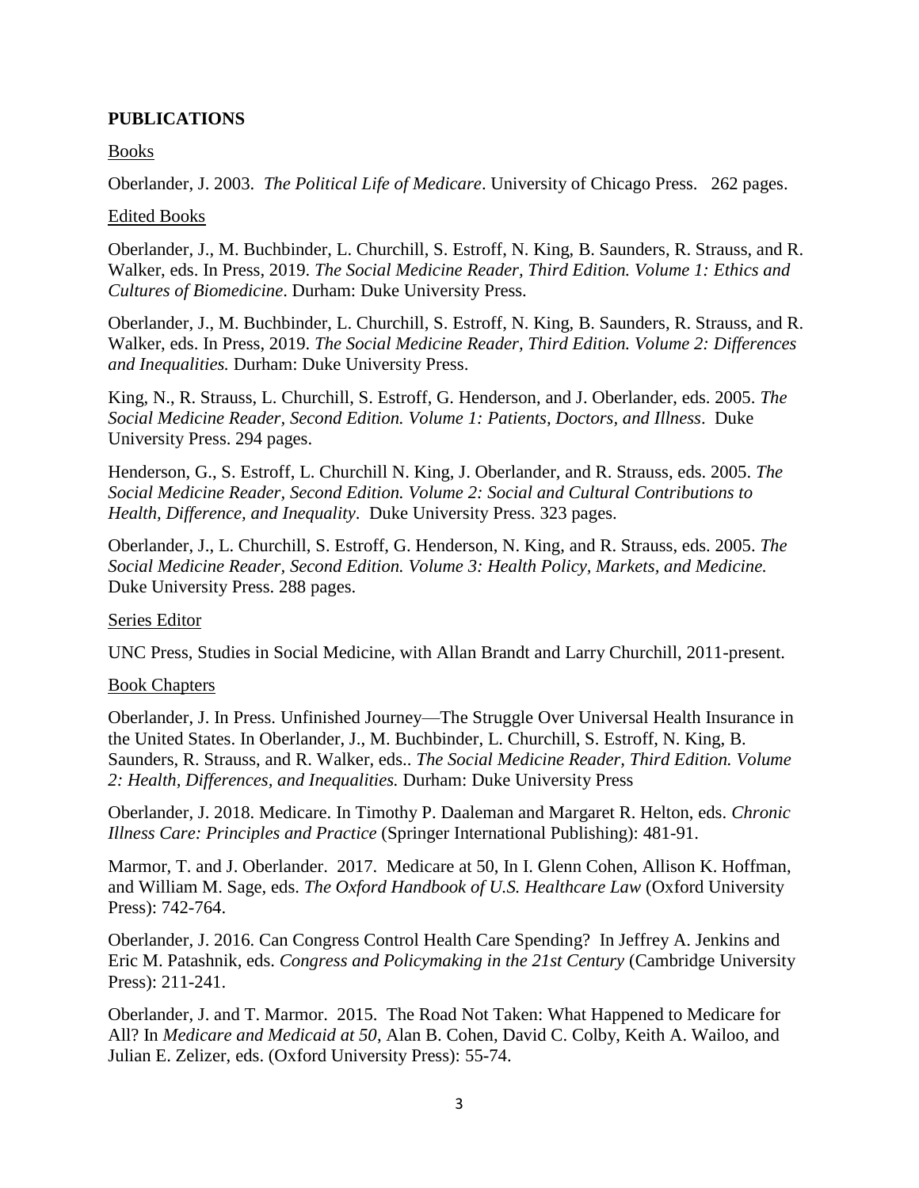## PUBLICATIONS

Books

Oberlander, J. 2003. *The Political Life of Medicare*. University of Chicago Press. 262 pages.

Edited Books

Oberlander, J., M. Buchbinder, L. Churchill, S. Estroff, N. King, B. Saunders, R. Strauss, and R. Walker, eds. In Press, 2019. *The Social Medicine Reader, Third Edition. Volume 1: Ethics and Cultures of Biomedicine*. Durham: Duke University Press.

Oberlander, J., M. Buchbinder, L. Churchill, S. Estroff, N. King, B. Saunders, R. Strauss, and R. Walker, eds. In Press, 2019. *The Social Medicine Reader, Third Edition. Volume 2: Differences and Inequalities.* Durham: Duke University Press.

King, N., R. Strauss, L. Churchill, S. Estroff, G. Henderson, and J. Oberlander, eds. 2005. *The Social Medicine Reader, Second Edition. Volume 1: Patients, Doctors, and Illness*. Duke University Press. 294 pages.

Henderson, G., S. Estroff, L. Churchill N. King, J. Oberlander, and R. Strauss, eds. 2005. *The Social Medicine Reader, Second Edition. Volume 2: Social and Cultural Contributions to Health, Difference, and Inequality*. Duke University Press. 323 pages.

Oberlander, J., L. Churchill, S. Estroff, G. Henderson, N. King, and R. Strauss, eds. 2005. *The Social Medicine Reader, Second Edition. Volume 3: Health Policy, Markets, and Medicine.* Duke University Press. 288 pages.

Series Editor

UNC Press, Studies in Social Medicine, with Allan Brandt and Larry Churchill, 2011-present.

Book Chapters

Oberlander, J. In Press. Unfinished Journey—The Struggle Over Universal Health Insurance in the United States. In Oberlander, J., M. Buchbinder, L. Churchill, S. Estroff, N. King, B. Saunders, R. Strauss, and R. Walker, eds.. *The Social Medicine Reader, Third Edition. Volume 2: Health, Differences, and Inequalities.* Durham: Duke University Press

Oberlander, J. 2018. Medicare. In Timothy P. Daaleman and Margaret R. Helton, eds. *Chronic Illness Care: Principles and Practice* (Springer International Publishing): 481-91.

Marmor, T. and J. Oberlander. 2017. Medicare at 50, In I. Glenn Cohen, Allison K. Hoffman, and William M. Sage, eds. *The Oxford Handbook of U.S. Healthcare Law* (Oxford University Press): 742-764.

Oberlander, J. 2016. Can Congress Control Health Care Spending? In Jeffrey A. Jenkins and Eric M. Patashnik, eds. *Congress and Policymaking in the 21st Century* (Cambridge University Press): 211-241.

Oberlander, J. and T. Marmor. 2015. The Road Not Taken: What Happened to Medicare for All? In *Medicare and Medicaid at 50*, Alan B. Cohen, David C. Colby, Keith A. Wailoo, and Julian E. Zelizer, eds. (Oxford University Press): 55-74.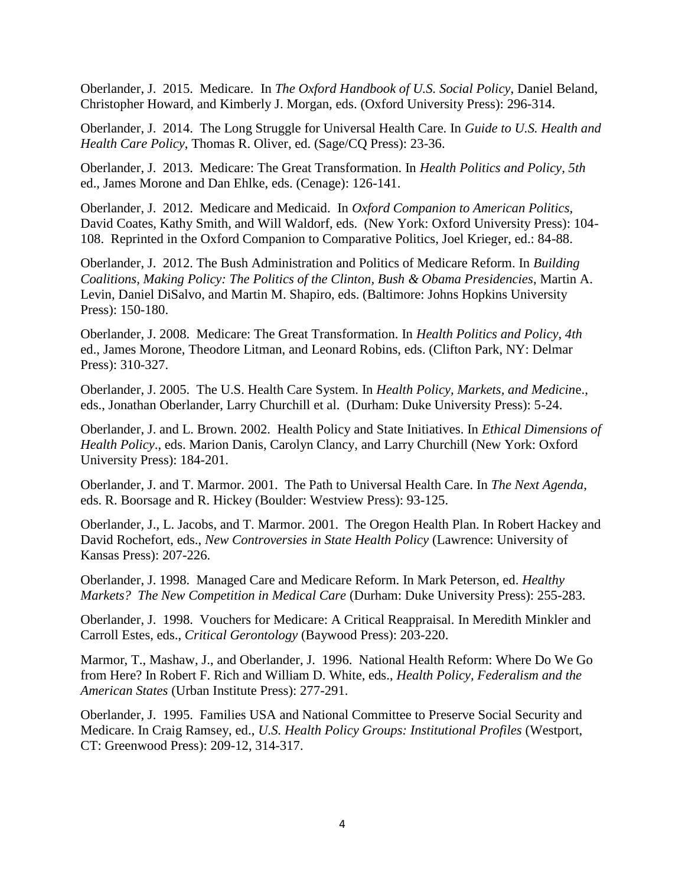Oberlander, J. 2015. Medicare. In *The Oxford Handbook of U.S. Social Policy*, Daniel Beland, Christopher Howard, and Kimberly J. Morgan, eds. (Oxford University Press): 296-314.

Oberlander, J. 2014. The Long Struggle for Universal Health Care. In *Guide to U.S. Health and Health Care Policy*, Thomas R. Oliver, ed. (Sage/CQ Press): 23-36.

Oberlander, J. 2013. Medicare: The Great Transformation. In *Health Politics and Policy*, *5th* ed., James Morone and Dan Ehlke, eds. (Cenage): 126-141.

Oberlander, J. 2012. Medicare and Medicaid. In *Oxford Companion to American Politics*, David Coates, Kathy Smith, and Will Waldorf, eds. (New York: Oxford University Press): 104-108. Reprinted in the Oxford Companion to Comparative Politics, Joel Krieger, ed.: 84-88.

Oberlander, J. 2012. The Bush Administration and Politics of Medicare Reform. In *Building Coalitions, Making Policy: The Politics of the Clinton, Bush & Obama Presidencies*, Martin A. Levin, Daniel DiSalvo, and Martin M. Shapiro, eds. (Baltimore: Johns Hopkins University Press): 150-180.

Oberlander, J. 2008. Medicare: The Great Transformation. In *Health Politics and Policy, 4th* ed., James Morone, Theodore Litman, and Leonard Robins, eds. (Clifton Park, NY: Delmar Press): 310-327.

Oberlander, J. 2005. The U.S. Health Care System. In *Health Policy, Markets, and Medicin*e., eds., Jonathan Oberlander, Larry Churchill et al. (Durham: Duke University Press): 5-24.

Oberlander, J. and L. Brown. 2002. Health Policy and State Initiatives. In *Ethical Dimensions of Health Policy*., eds. Marion Danis, Carolyn Clancy, and Larry Churchill (New York: Oxford University Press): 184-201.

Oberlander, J. and T. Marmor. 2001. The Path to Universal Health Care. In *The Next Agenda*, eds. R. Boorsage and R. Hickey (Boulder: Westview Press): 93-125.

Oberlander, J., L. Jacobs, and T. Marmor. 2001. The Oregon Health Plan. In Robert Hackey and David Rochefort, eds., *New Controversies in State Health Policy* (Lawrence: University of Kansas Press): 207-226.

Oberlander, J. 1998. Managed Care and Medicare Reform. In Mark Peterson, ed. *Healthy Markets? The New Competition in Medical Care* (Durham: Duke University Press): 255-283.

Oberlander, J. 1998. Vouchers for Medicare: A Critical Reappraisal. In Meredith Minkler and Carroll Estes, eds., *Critical Gerontology* (Baywood Press): 203-220.

Marmor, T., Mashaw, J., and Oberlander, J. 1996. National Health Reform: Where Do We Go from Here? In Robert F. Rich and William D. White, eds., *Health Policy, Federalism and the American States* (Urban Institute Press): 277-291.

Oberlander, J. 1995. Families USA and National Committee to Preserve Social Security and Medicare. In Craig Ramsey, ed., *U.S. Health Policy Groups: Institutional Profiles* (Westport, CT: Greenwood Press): 209-12, 314-317.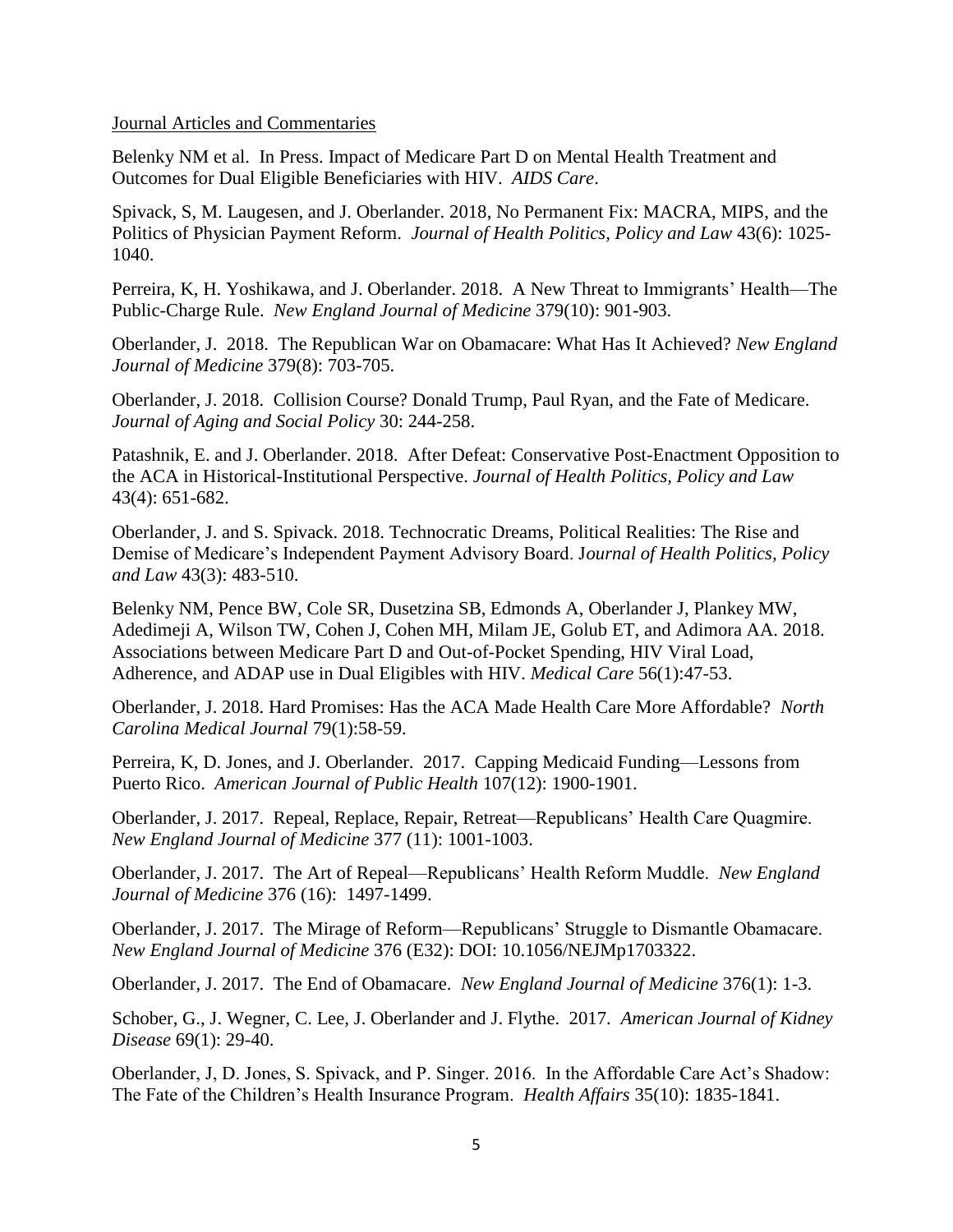Journal Articles and Commentaries

Belenky NM et al. In Press. Impact of Medicare Part D on Mental Health Treatment and Outcomes for Dual Eligible Beneficiaries with HIV. *AIDS Care*.

Spivack, S, M. Laugesen, and J. Oberlander. 2018, No Permanent Fix: MACRA, MIPS, and the Politics of Physician Payment Reform. *Journal of Health Politics, Policy and Law* 43(6): 1025-1040.

Perreira, K, H. Yoshikawa, and J. Oberlander. 2018. A New Threat to Immigrants' Health—The Public-Charge Rule. *New England Journal of Medicine* 379(10): 901-903.

Oberlander, J. 2018. The Republican War on Obamacare: What Has It Achieved? *New England Journal of Medicine* 379(8): 703-705.

Oberlander, J. 2018. Collision Course? Donald Trump, Paul Ryan, and the Fate of Medicare. *Journal of Aging and Social Policy* 30: 244-258.

Patashnik, E. and J. Oberlander. 2018. After Defeat: Conservative Post-Enactment Opposition to the ACA in Historical-Institutional Perspective. *Journal of Health Politics, Policy and Law* 43(4): 651-682.

Oberlander, J. and S. Spivack. 2018. Technocratic Dreams, Political Realities: The Rise and Demise of Medicare's Independent Payment Advisory Board. *Journal of Health Politics, Policy and Law* 43(3): 483-510.

Belenky NM, Pence BW, Cole SR, Dusetzina SB, Edmonds A, Oberlander J, Plankey MW, Adedimeji A, Wilson TW, Cohen J, Cohen MH, Milam JE, Golub ET, and Adimora AA. 2018. Associations between Medicare Part D and Out-of-Pocket Spending, HIV Viral Load, Adherence, and ADAP use in Dual Eligibles with HIV. *Medical Care* 56(1):47-53.

Oberlander, J. 2018. Hard Promises: Has the ACA Made Health Care More Affordable? *North Carolina Medical Journal* 79(1):58-59.

Perreira, K, D. Jones, and J. Oberlander. 2017. Capping Medicaid Funding—Lessons from Puerto Rico. *American Journal of Public Health* 107(12): 1900-1901.

Oberlander, J. 2017. Repeal, Replace, Repair, Retreat—Republicans' Health Care Quagmire. *New England Journal of Medicine* 377 (11): 1001-1003.

Oberlander, J. 2017. The Art of Repeal—Republicans' Health Reform Muddle. *New England Journal of Medicine* 376 (16): 1497-1499.

Oberlander, J. 2017. The Mirage of Reform—Republicans' Struggle to Dismantle Obamacare. *New England Journal of Medicine* 376 (E32): DOI: 10.1056/NEJMp1703322.

Oberlander, J. 2017. The End of Obamacare. *New England Journal of Medicine* 376(1): 1-3.

Schober, G., J. Wegner, C. Lee, J. Oberlander and J. Flythe. 2017. *American Journal of Kidney Disease* 69(1): 29-40.

Oberlander, J, D. Jones, S. Spivack, and P. Singer. 2016. In the Affordable Care Act's Shadow: The Fate of the Children's Health Insurance Program. *Health Affairs* 35(10): 1835-1841.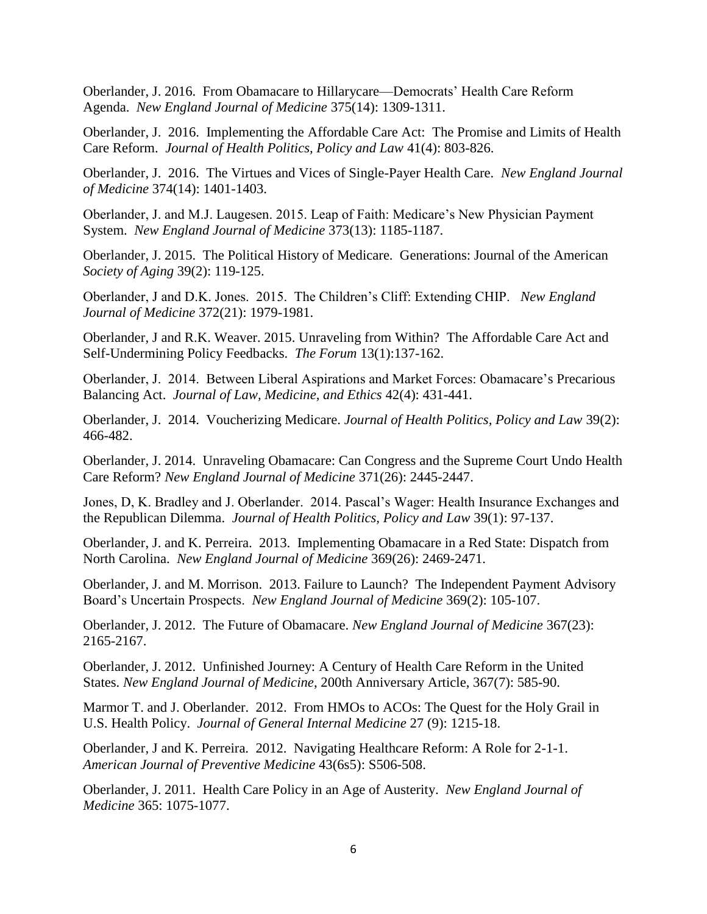Oberlander, J. 2016. From Obamacare to Hillarycare—Democrats' Health Care Reform Agenda. *New England Journal of Medicine* 375(14): 1309-1311.

Oberlander, J. 2016. Implementing the Affordable Care Act: The Promise and Limits of Health Care Reform. *Journal of Health Politics, Policy and Law* 41(4): 803-826.

Oberlander, J. 2016. The Virtues and Vices of Single-Payer Health Care. *New England Journal of Medicine* 374(14): 1401-1403.

Oberlander, J. and M.J. Laugesen. 2015. Leap of Faith: Medicare's New Physician Payment System. *New England Journal of Medicine* 373(13): 1185-1187.

Oberlander, J. 2015. The Political History of Medicare. Generations: Journal of the American *Society of Aging* 39(2): 119-125.

Oberlander, J and D.K. Jones. 2015. The Children's Cliff: Extending CHIP. *New England Journal of Medicine* 372(21): 1979-1981.

Oberlander, J and R.K. Weaver. 2015. Unraveling from Within? The Affordable Care Act and Self-Undermining Policy Feedbacks. *The Forum* 13(1):137-162.

Oberlander, J. 2014. Between Liberal Aspirations and Market Forces: Obamacare's Precarious Balancing Act. *Journal of Law, Medicine, and Ethics* 42(4): 431-441.

Oberlander, J. 2014. Voucherizing Medicare. *Journal of Health Politics, Policy and Law* 39(2): 466-482.

Oberlander, J. 2014. Unraveling Obamacare: Can Congress and the Supreme Court Undo Health Care Reform? *New England Journal of Medicine* 371(26): 2445-2447.

Jones, D, K. Bradley and J. Oberlander. 2014. Pascal's Wager: Health Insurance Exchanges and the Republican Dilemma. *Journal of Health Politics, Policy and Law* 39(1): 97-137.

Oberlander, J. and K. Perreira. 2013. Implementing Obamacare in a Red State: Dispatch from North Carolina. *New England Journal of Medicine* 369(26): 2469-2471.

Oberlander, J. and M. Morrison. 2013. Failure to Launch? The Independent Payment Advisory Board's Uncertain Prospects. *New England Journal of Medicine* 369(2): 105-107.

Oberlander, J. 2012. The Future of Obamacare. *New England Journal of Medicine* 367(23): 2165-2167.

Oberlander, J. 2012. Unfinished Journey: A Century of Health Care Reform in the United States. *New England Journal of Medicine*, 200th Anniversary Article, 367(7): 585-90.

Marmor T. and J. Oberlander. 2012. From HMOs to ACOs: The Quest for the Holy Grail in U.S. Health Policy. *Journal of General Internal Medicine* 27 (9): 1215-18.

Oberlander, J and K. Perreira. 2012. Navigating Healthcare Reform: A Role for 2-1-1. *American Journal of Preventive Medicine* 43(6s5): S506-508.

Oberlander, J. 2011. Health Care Policy in an Age of Austerity. *New England Journal of Medicine* 365: 1075-1077.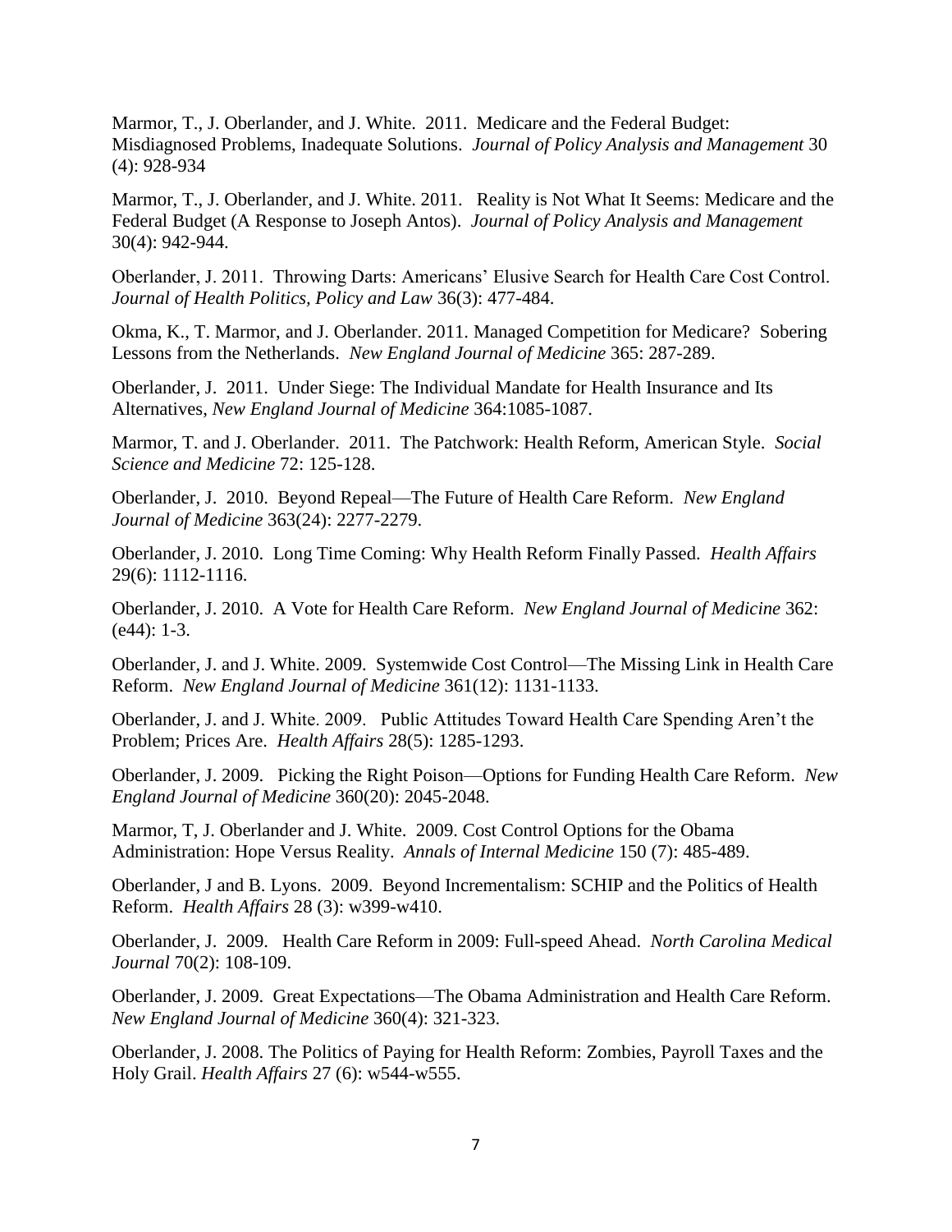Marmor, T., J. Oberlander, and J. White. 2011. Medicare and the Federal Budget: Misdiagnosed Problems, Inadequate Solutions. *Journal of Policy Analysis and Management* 30 (4): 928-934

Marmor, T., J. Oberlander, and J. White. 2011. Reality is Not What It Seems: Medicare and the Federal Budget (A Response to Joseph Antos). *Journal of Policy Analysis and Management* 30(4): 942-944.

Oberlander, J. 2011. Throwing Darts: Americans' Elusive Search for Health Care Cost Control. *Journal of Health Politics, Policy and Law* 36(3): 477-484.

Okma, K., T. Marmor, and J. Oberlander. 2011. Managed Competition for Medicare? Sobering Lessons from the Netherlands. *New England Journal of Medicine* 365: 287-289.

Oberlander, J. 2011. Under Siege: The Individual Mandate for Health Insurance and Its Alternatives, *New England Journal of Medicine* 364:1085-1087.

Marmor, T. and J. Oberlander. 2011. The Patchwork: Health Reform, American Style. *Social Science and Medicine* 72: 125-128.

Oberlander, J. 2010. Beyond Repeal—The Future of Health Care Reform. *New England Journal of Medicine* 363(24): 2277-2279.

Oberlander, J. 2010. Long Time Coming: Why Health Reform Finally Passed. *Health Affairs* 29(6): 1112-1116.

Oberlander, J. 2010. A Vote for Health Care Reform. *New England Journal of Medicine* 362: (e44): 1-3.

Oberlander, J. and J. White. 2009. Systemwide Cost Control—The Missing Link in Health Care Reform. *New England Journal of Medicine* 361(12): 1131-1133.

Oberlander, J. and J. White. 2009. Public Attitudes Toward Health Care Spending Aren't the Problem; Prices Are. *Health Affairs* 28(5): 1285-1293.

Oberlander, J. 2009. Picking the Right Poison—Options for Funding Health Care Reform. *New England Journal of Medicine* 360(20): 2045-2048.

Marmor, T, J. Oberlander and J. White. 2009. Cost Control Options for the Obama Administration: Hope Versus Reality. *Annals of Internal Medicine* 150 (7): 485-489.

Oberlander, J and B. Lyons. 2009. Beyond Incrementalism: SCHIP and the Politics of Health Reform. *Health Affairs* 28 (3): w399-w410.

Oberlander, J. 2009. Health Care Reform in 2009: Full-speed Ahead. *North Carolina Medical Journal* 70(2): 108-109.

Oberlander, J. 2009. Great Expectations—The Obama Administration and Health Care Reform. *New England Journal of Medicine* 360(4): 321-323.

Oberlander, J. 2008. The Politics of Paying for Health Reform: Zombies, Payroll Taxes and the Holy Grail. *Health Affairs* 27 (6): w544-w555.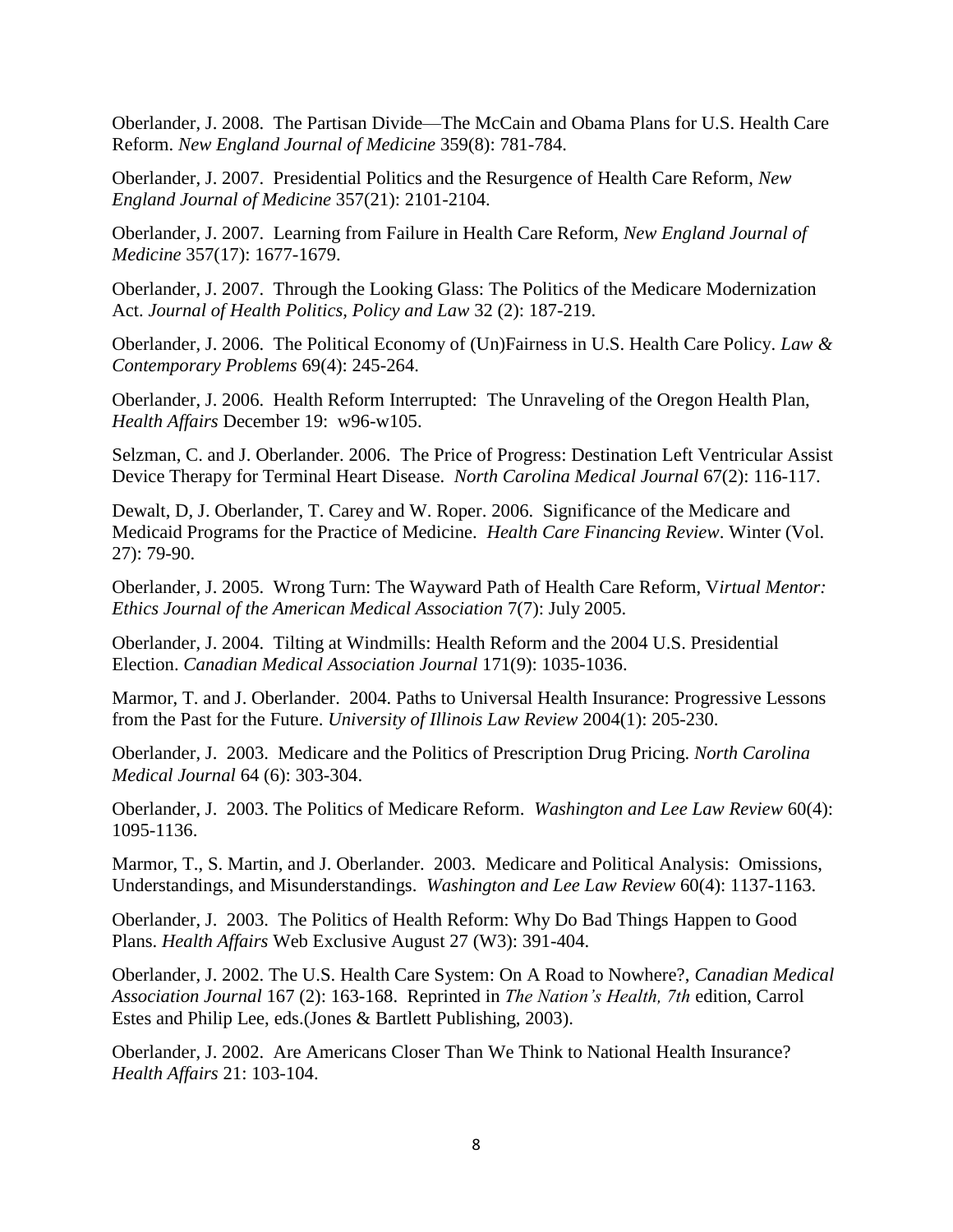Oberlander, J. 2008. The Partisan Divide—The McCain and Obama Plans for U.S. Health Care Reform. *New England Journal of Medicine* 359(8): 781-784.

Oberlander, J. 2007. Presidential Politics and the Resurgence of Health Care Reform, *New England Journal of Medicine* 357(21): 2101-2104.

Oberlander, J. 2007. Learning from Failure in Health Care Reform, *New England Journal of Medicine* 357(17): 1677-1679.

Oberlander, J. 2007. Through the Looking Glass: The Politics of the Medicare Modernization Act. *Journal of Health Politics, Policy and Law* 32 (2): 187-219.

Oberlander, J. 2006. The Political Economy of (Un)Fairness in U.S. Health Care Policy. *Law & Contemporary Problems* 69(4): 245-264.

Oberlander, J. 2006. Health Reform Interrupted: The Unraveling of the Oregon Health Plan, *Health Affairs* December 19: w96-w105.

Selzman, C. and J. Oberlander. 2006. The Price of Progress: Destination Left Ventricular Assist Device Therapy for Terminal Heart Disease. *North Carolina Medical Journal* 67(2): 116-117.

Dewalt, D, J. Oberlander, T. Carey and W. Roper. 2006. Significance of the Medicare and Medicaid Programs for the Practice of Medicine. *Health Care Financing Review*. Winter (Vol. 27): 79-90.

Oberlander, J. 2005. Wrong Turn: The Wayward Path of Health Care Reform, V*irtual Mentor: Ethics Journal of the American Medical Association* 7(7): July 2005.

Oberlander, J. 2004. Tilting at Windmills: Health Reform and the 2004 U.S. Presidential Election. *Canadian Medical Association Journal* 171(9): 1035-1036.

Marmor, T. and J. Oberlander. 2004. Paths to Universal Health Insurance: Progressive Lessons from the Past for the Future. *University of Illinois Law Review* 2004(1): 205-230.

Oberlander, J. 2003. Medicare and the Politics of Prescription Drug Pricing. *North Carolina Medical Journal* 64 (6): 303-304.

Oberlander, J. 2003. The Politics of Medicare Reform. *Washington and Lee Law Review* 60(4): 1095-1136.

Marmor, T., S. Martin, and J. Oberlander. 2003. Medicare and Political Analysis: Omissions, Understandings, and Misunderstandings. *Washington and Lee Law Review* 60(4): 1137-1163.

Oberlander, J. 2003. The Politics of Health Reform: Why Do Bad Things Happen to Good Plans. *Health Affairs* Web Exclusive August 27 (W3): 391-404.

Oberlander, J. 2002. The U.S. Health Care System: On A Road to Nowhere?, *Canadian Medical Association Journal* 167 (2): 163-168. Reprinted in *The Nation's Health, 7th* edition, Carrol Estes and Philip Lee, eds.(Jones & Bartlett Publishing, 2003).

Oberlander, J. 2002. Are Americans Closer Than We Think to National Health Insurance? *Health Affairs* 21: 103-104.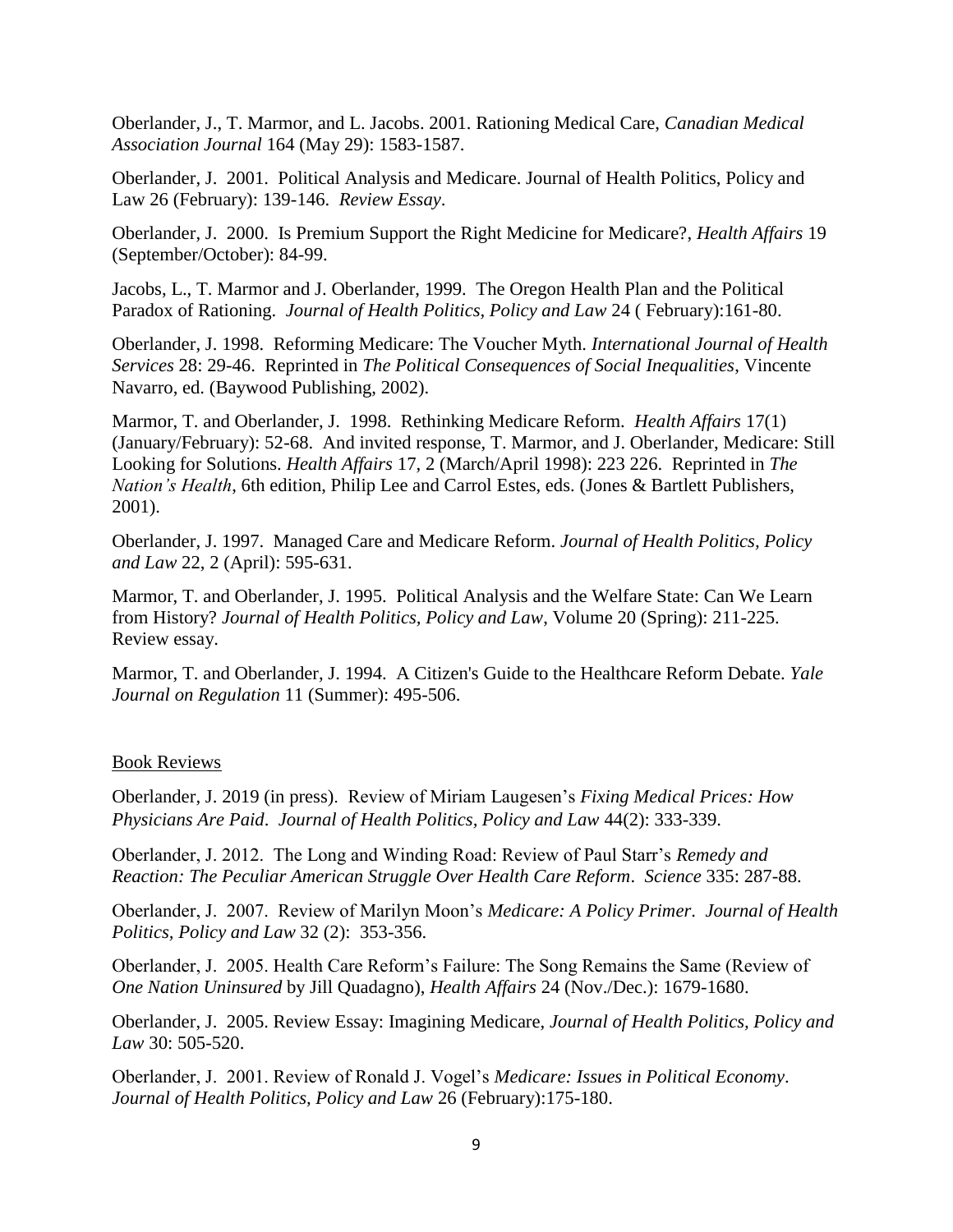Oberlander, J., T. Marmor, and L. Jacobs. 2001. Rationing Medical Care, *Canadian Medical Association Journal* 164 (May 29): 1583-1587.

Oberlander, J. 2001. Political Analysis and Medicare. Journal of Health Politics, Policy and Law 26 (February): 139-146. *Review Essay*.

Oberlander, J. 2000. Is Premium Support the Right Medicine for Medicare?, *Health Affairs* 19 (September/October): 84-99.

Jacobs, L., T. Marmor and J. Oberlander, 1999. The Oregon Health Plan and the Political Paradox of Rationing. *Journal of Health Politics, Policy and Law* 24 ( February):161-80.

Oberlander, J. 1998. Reforming Medicare: The Voucher Myth. *International Journal of Health Services* 28: 29-46. Reprinted in *The Political Consequences of Social Inequalities*, Vincente Navarro, ed. (Baywood Publishing, 2002).

Marmor, T. and Oberlander, J. 1998. Rethinking Medicare Reform. *Health Affairs* 17(1) (January/February): 52-68. And invited response, T. Marmor, and J. Oberlander, Medicare: Still Looking for Solutions. *Health Affairs* 17, 2 (March/April 1998): 223 226. Reprinted in *The Nation's Health*, 6th edition, Philip Lee and Carrol Estes, eds. (Jones & Bartlett Publishers, 2001).

Oberlander, J. 1997. Managed Care and Medicare Reform. *Journal of Health Politics, Policy and Law* 22, 2 (April): 595-631.

Marmor, T. and Oberlander, J. 1995. Political Analysis and the Welfare State: Can We Learn from History? *Journal of Health Politics, Policy and Law*, Volume 20 (Spring): 211-225. Review essay.

Marmor, T. and Oberlander, J. 1994. A Citizen's Guide to the Healthcare Reform Debate. *Yale Journal on Regulation* 11 (Summer): 495-506.

Book Reviews

Oberlander, J. 2019 (in press). Review of Miriam Laugesen's *Fixing Medical Prices: How Physicians Are Paid*. *Journal of Health Politics, Policy and Law* 44(2): 333-339.

Oberlander, J. 2012. The Long and Winding Road: Review of Paul Starr's *Remedy and Reaction: The Peculiar American Struggle Over Health Care Reform*. *Science* 335: 287-88.

Oberlander, J. 2007. Review of Marilyn Moon's *Medicare: A Policy Primer*. *Journal of Health Politics, Policy and Law* 32 (2): 353-356.

Oberlander, J. 2005. Health Care Reform's Failure: The Song Remains the Same (Review of *One Nation Uninsured* by Jill Quadagno), *Health Affairs* 24 (Nov./Dec.): 1679-1680.

Oberlander, J. 2005. Review Essay: Imagining Medicare, *Journal of Health Politics, Policy and Law* 30: 505-520.

Oberlander, J. 2001. Review of Ronald J. Vogel's *Medicare: Issues in Political Economy*. *Journal of Health Politics, Policy and Law* 26 (February):175-180.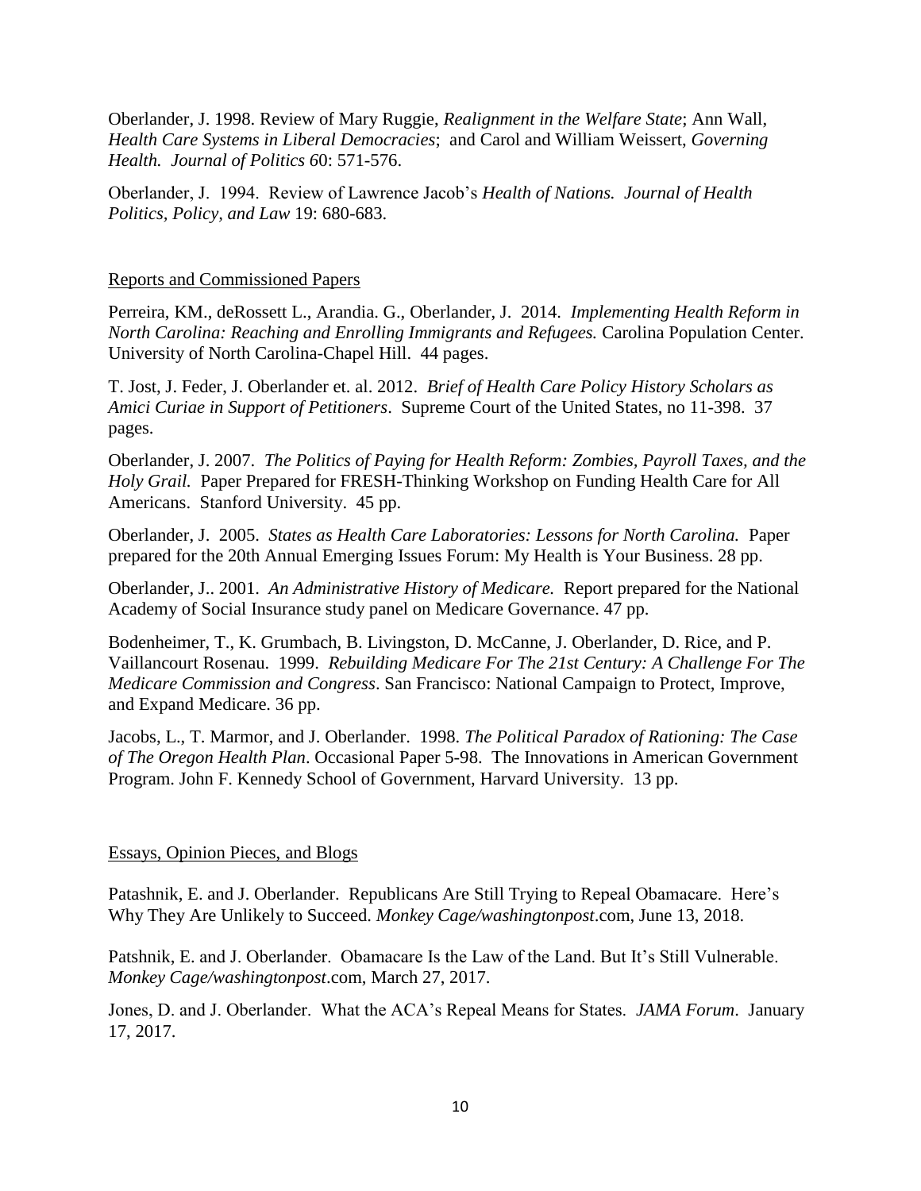Oberlander, J. 1998. Review of Mary Ruggie, *Realignment in the Welfare State*; Ann Wall, *Health Care Systems in Liberal Democracies*; and Carol and William Weissert, *Governing Health. Journal of Politics 6*0: 571-576.

Oberlander, J. 1994. Review of Lawrence Jacob's *Health of Nations. Journal of Health Politics, Policy, and Law* 19: 680-683.

## Reports and Commissioned Papers

Perreira, KM., deRossett L., Arandia. G., Oberlander, J. 2014. *Implementing Health Reform in North Carolina: Reaching and Enrolling Immigrants and Refugees.* Carolina Population Center. University of North Carolina-Chapel Hill. 44 pages.

T. Jost, J. Feder, J. Oberlander et. al. 2012. *Brief of Health Care Policy History Scholars as Amici Curiae in Support of Petitioners*. Supreme Court of the United States, no 11-398. 37 pages.

Oberlander, J. 2007. *The Politics of Paying for Health Reform: Zombies, Payroll Taxes, and the Holy Grail.* Paper Prepared for FRESH-Thinking Workshop on Funding Health Care for All Americans. Stanford University. 45 pp.

Oberlander, J. 2005. *States as Health Care Laboratories: Lessons for North Carolina.* Paper prepared for the 20th Annual Emerging Issues Forum: My Health is Your Business. 28 pp.

Oberlander, J.. 2001. *An Administrative History of Medicare.* Report prepared for the National Academy of Social Insurance study panel on Medicare Governance. 47 pp.

Bodenheimer, T., K. Grumbach, B. Livingston, D. McCanne, J. Oberlander, D. Rice, and P. Vaillancourt Rosenau. 1999. *Rebuilding Medicare For The 21st Century: A Challenge For The Medicare Commission and Congress*. San Francisco: National Campaign to Protect, Improve, and Expand Medicare. 36 pp.

Jacobs, L., T. Marmor, and J. Oberlander. 1998. *The Political Paradox of Rationing: The Case of The Oregon Health Plan*. Occasional Paper 5-98. The Innovations in American Government Program. John F. Kennedy School of Government, Harvard University. 13 pp.

## Essays, Opinion Pieces, and Blogs

Patashnik, E. and J. Oberlander. Republicans Are Still Trying to Repeal Obamacare. Here's Why They Are Unlikely to Succeed. *Monkey Cage/washingtonpost*.com, June 13, 2018.

Patshnik, E. and J. Oberlander. Obamacare Is the Law of the Land. But It's Still Vulnerable. *Monkey Cage/washingtonpost*.com, March 27, 2017.

Jones, D. and J. Oberlander. What the ACA's Repeal Means for States. *JAMA Forum*. January 17, 2017.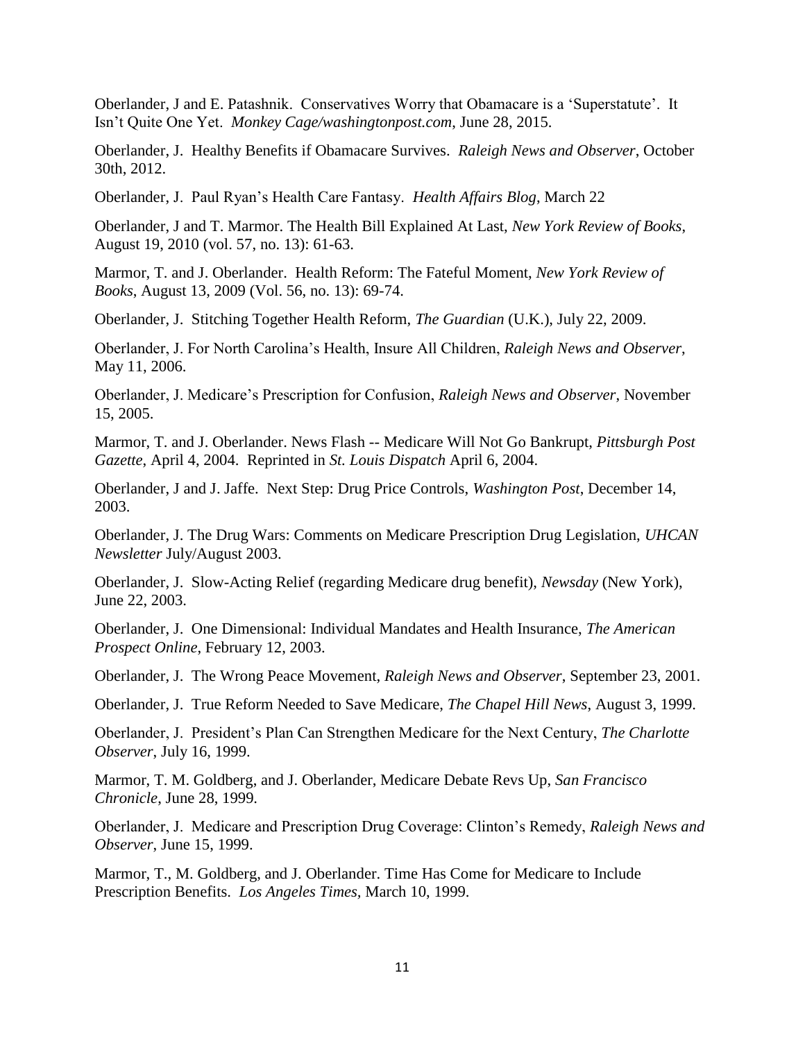Oberlander, J and E. Patashnik. Conservatives Worry that Obamacare is a 'Superstatute'. It Isn't Quite One Yet. *Monkey Cage/washingtonpost.com*, June 28, 2015.

Oberlander, J. Healthy Benefits if Obamacare Survives. *Raleigh News and Observer*, October 30th, 2012.

Oberlander, J. Paul Ryan's Health Care Fantasy. *Health Affairs Blog*, March 22

Oberlander, J and T. Marmor. The Health Bill Explained At Last, *New York Review of Books*, August 19, 2010 (vol. 57, no. 13): 61-63.

Marmor, T. and J. Oberlander. Health Reform: The Fateful Moment, *New York Review of Books*, August 13, 2009 (Vol. 56, no. 13): 69-74.

Oberlander, J. Stitching Together Health Reform, *The Guardian* (U.K.), July 22, 2009.

Oberlander, J. For North Carolina's Health, Insure All Children, *Raleigh News and Observer*, May 11, 2006.

Oberlander, J. Medicare's Prescription for Confusion, *Raleigh News and Observer*, November 15, 2005.

Marmor, T. and J. Oberlander. News Flash -- Medicare Will Not Go Bankrupt, *Pittsburgh Post Gazette*, April 4, 2004. Reprinted in *St. Louis Dispatch* April 6, 2004.

Oberlander, J and J. Jaffe. Next Step: Drug Price Controls, *Washington Post*, December 14, 2003.

Oberlander, J. The Drug Wars: Comments on Medicare Prescription Drug Legislation, *UHCAN Newsletter* July/August 2003.

Oberlander, J. Slow-Acting Relief (regarding Medicare drug benefit), *Newsday* (New York), June 22, 2003.

Oberlander, J. One Dimensional: Individual Mandates and Health Insurance, *The American Prospect Online*, February 12, 2003.

Oberlander, J. The Wrong Peace Movement, *Raleigh News and Observer*, September 23, 2001.

Oberlander, J. True Reform Needed to Save Medicare, *The Chapel Hill News*, August 3, 1999.

Oberlander, J. President's Plan Can Strengthen Medicare for the Next Century, *The Charlotte Observer*, July 16, 1999.

Marmor, T. M. Goldberg, and J. Oberlander, Medicare Debate Revs Up, *San Francisco Chronicle*, June 28, 1999.

Oberlander, J. Medicare and Prescription Drug Coverage: Clinton's Remedy, *Raleigh News and Observer*, June 15, 1999.

Marmor, T., M. Goldberg, and J. Oberlander. Time Has Come for Medicare to Include Prescription Benefits. *Los Angeles Times*, March 10, 1999.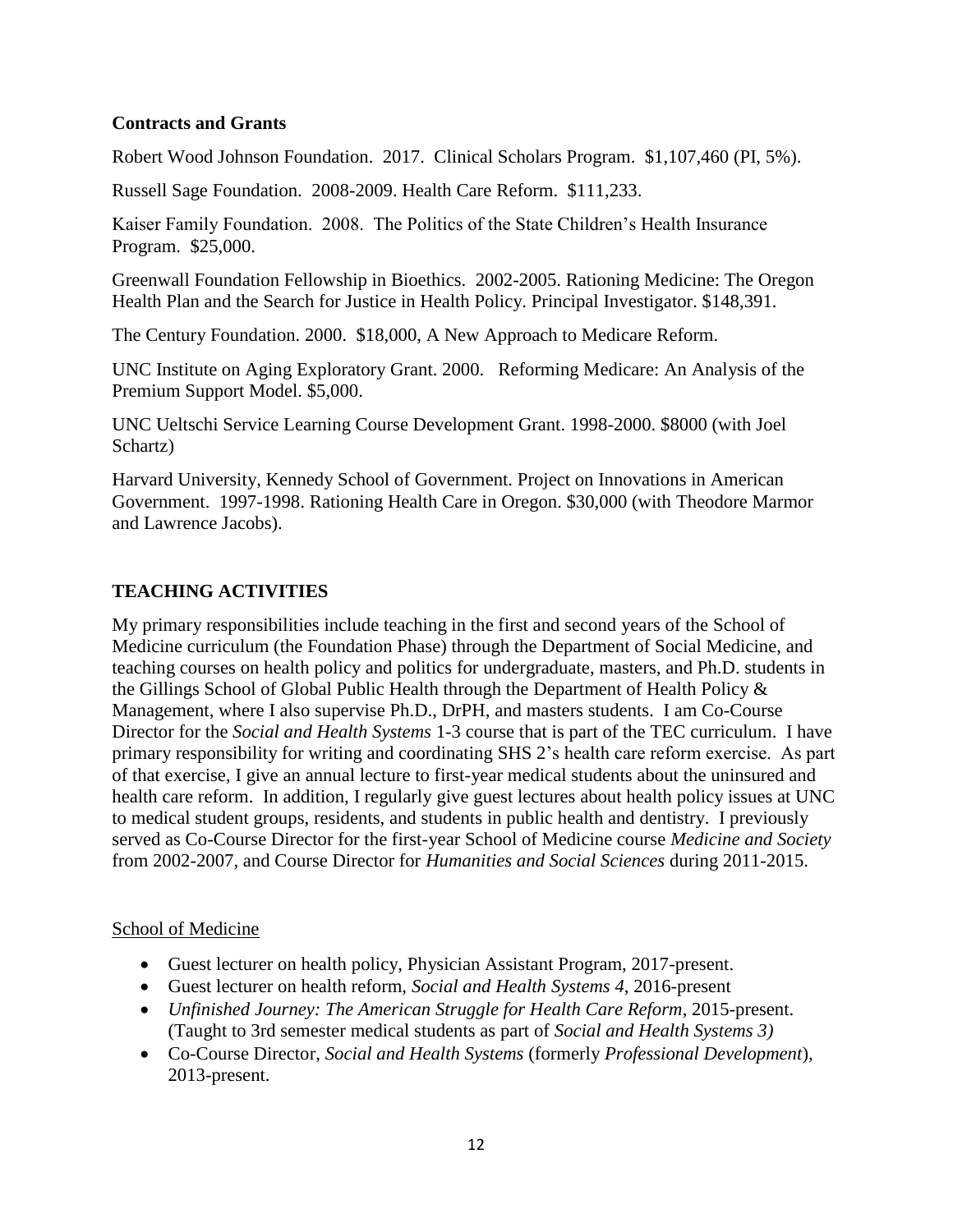**Contracts and Grants**

Robert Wood Johnson Foundation. 2017. Clinical Scholars Program. $1,107,460 (PI, 5%).

Russell Sage Foundation. 2008-2009. Health Care Reform. $111,233.

Kaiser Family Foundation. 2008. The Politics of the State Children's Health Insurance Program. $25,000.

Greenwall Foundation Fellowship in Bioethics. 2002-2005. Rationing Medicine: The Oregon Health Plan and the Search for Justice in Health Policy. Principal Investigator. $148,391.

The Century Foundation. 2000. $18,000, A New Approach to Medicare Reform.

UNC Institute on Aging Exploratory Grant. 2000. Reforming Medicare: An Analysis of the Premium Support Model. $5,000.

UNC Ueltschi Service Learning Course Development Grant. 1998-2000. $8000 (with Joel Schartz)

Harvard University, Kennedy School of Government. Project on Innovations in American Government. 1997-1998. Rationing Health Care in Oregon. $30,000 (with Theodore Marmor and Lawrence Jacobs).

## TEACHING ACTIVITIES

My primary responsibilities include teaching in the first and second years of the School of Medicine curriculum (the Foundation Phase) through the Department of Social Medicine, and teaching courses on health policy and politics for undergraduate, masters, and Ph.D. students in the Gillings School of Global Public Health through the Department of Health Policy & Management, where I also supervise Ph.D., DrPH, and masters students. I am Co-Course Director for the *Social and Health Systems* 1-3 course that is part of the TEC curriculum. I have primary responsibility for writing and coordinating SHS 2's health care reform exercise. As part of that exercise, I give an annual lecture to first-year medical students about the uninsured and health care reform. In addition, I regularly give guest lectures about health policy issues at UNC to medical student groups, residents, and students in public health and dentistry. I previously served as Co-Course Director for the first-year School of Medicine course *Medicine and Society* from 2002-2007, and Course Director for *Humanities and Social Sciences* during 2011-2015.

<u>School of Medicine</u>

- Guest lecturer on health policy, Physician Assistant Program, 2017-present.
- Guest lecturer on health reform, *Social and Health Systems 4*, 2016-present
- *Unfinished Journey: The American Struggle for Health Care Reform*, 2015-present. (Taught to 3rd semester medical students as part of *Social and Health Systems 3)*
- Co-Course Director, *Social and Health Systems* (formerly *Professional Development*), 2013-present.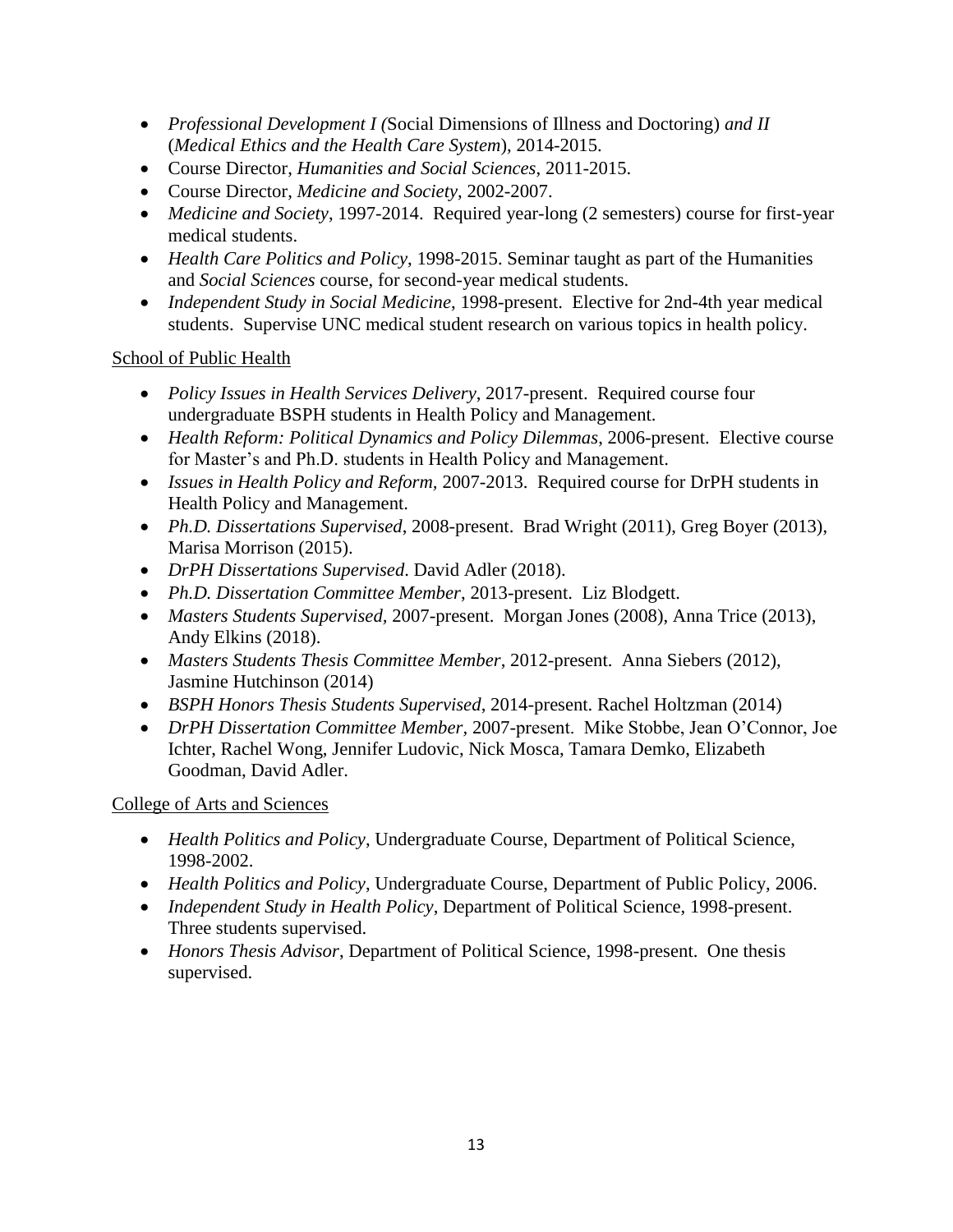- *Professional Development I (*Social Dimensions of Illness and Doctoring) *and II* (*Medical Ethics and the Health Care System*), 2014-2015.
- Course Director, *Humanities and Social Sciences*, 2011-2015.
- Course Director, *Medicine and Society*, 2002-2007.
- *Medicine and Society*, 1997-2014. Required year-long (2 semesters) course for first-year medical students.
- *Health Care Politics and Policy*, 1998-2015. Seminar taught as part of the Humanities and *Social Sciences* course, for second-year medical students.
- *Independent Study in Social Medicine*, 1998-present. Elective for 2nd-4th year medical students. Supervise UNC medical student research on various topics in health policy.

School of Public Health

- *Policy Issues in Health Services Delivery*, 2017-present. Required course four undergraduate BSPH students in Health Policy and Management.
- *Health Reform: Political Dynamics and Policy Dilemmas*, 2006-present. Elective course for Master's and Ph.D. students in Health Policy and Management.
- *Issues in Health Policy and Reform*, 2007-2013. Required course for DrPH students in Health Policy and Management.
- *Ph.D. Dissertations Supervised*, 2008-present. Brad Wright (2011), Greg Boyer (2013), Marisa Morrison (2015).
- *DrPH Dissertations Supervised*. David Adler (2018).
- *Ph.D. Dissertation Committee Member*, 2013-present. Liz Blodgett.
- *Masters Students Supervised*, 2007-present. Morgan Jones (2008), Anna Trice (2013), Andy Elkins (2018).
- *Masters Students Thesis Committee Member*, 2012-present. Anna Siebers (2012), Jasmine Hutchinson (2014)
- *BSPH Honors Thesis Students Supervised*, 2014-present. Rachel Holtzman (2014)
- *DrPH Dissertation Committee Member*, 2007-present. Mike Stobbe, Jean O'Connor, Joe Ichter, Rachel Wong, Jennifer Ludovic, Nick Mosca, Tamara Demko, Elizabeth Goodman, David Adler.

College of Arts and Sciences

- *Health Politics and Policy*, Undergraduate Course, Department of Political Science, 1998-2002.
- *Health Politics and Policy*, Undergraduate Course, Department of Public Policy, 2006.
- *Independent Study in Health Policy*, Department of Political Science, 1998-present. Three students supervised.
- *Honors Thesis Advisor*, Department of Political Science, 1998-present. One thesis supervised.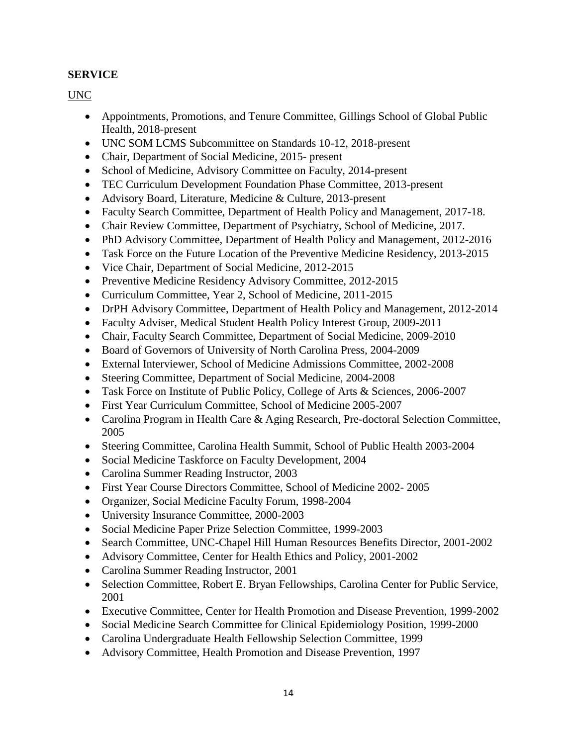## SERVICE

UNC

- Appointments, Promotions, and Tenure Committee, Gillings School of Global Public Health, 2018-present
- UNC SOM LCMS Subcommittee on Standards 10-12, 2018-present
- Chair, Department of Social Medicine, 2015- present
- School of Medicine, Advisory Committee on Faculty, 2014-present
- TEC Curriculum Development Foundation Phase Committee, 2013-present
- Advisory Board, Literature, Medicine & Culture, 2013-present
- Faculty Search Committee, Department of Health Policy and Management, 2017-18.
- Chair Review Committee, Department of Psychiatry, School of Medicine, 2017.
- PhD Advisory Committee, Department of Health Policy and Management, 2012-2016
- Task Force on the Future Location of the Preventive Medicine Residency, 2013-2015
- Vice Chair, Department of Social Medicine, 2012-2015
- Preventive Medicine Residency Advisory Committee, 2012-2015
- Curriculum Committee, Year 2, School of Medicine, 2011-2015
- DrPH Advisory Committee, Department of Health Policy and Management, 2012-2014
- Faculty Adviser, Medical Student Health Policy Interest Group, 2009-2011
- Chair, Faculty Search Committee, Department of Social Medicine, 2009-2010
- Board of Governors of University of North Carolina Press, 2004-2009
- External Interviewer, School of Medicine Admissions Committee, 2002-2008
- Steering Committee, Department of Social Medicine, 2004-2008
- Task Force on Institute of Public Policy, College of Arts & Sciences, 2006-2007
- First Year Curriculum Committee, School of Medicine 2005-2007
- Carolina Program in Health Care & Aging Research, Pre-doctoral Selection Committee, 2005
- Steering Committee, Carolina Health Summit, School of Public Health 2003-2004
- Social Medicine Taskforce on Faculty Development, 2004
- Carolina Summer Reading Instructor, 2003
- First Year Course Directors Committee, School of Medicine 2002- 2005
- Organizer, Social Medicine Faculty Forum, 1998-2004
- University Insurance Committee, 2000-2003
- Social Medicine Paper Prize Selection Committee, 1999-2003
- Search Committee, UNC-Chapel Hill Human Resources Benefits Director, 2001-2002
- Advisory Committee, Center for Health Ethics and Policy, 2001-2002
- Carolina Summer Reading Instructor, 2001
- Selection Committee, Robert E. Bryan Fellowships, Carolina Center for Public Service, 2001
- Executive Committee, Center for Health Promotion and Disease Prevention, 1999-2002
- Social Medicine Search Committee for Clinical Epidemiology Position, 1999-2000
- Carolina Undergraduate Health Fellowship Selection Committee, 1999
- Advisory Committee, Health Promotion and Disease Prevention, 1997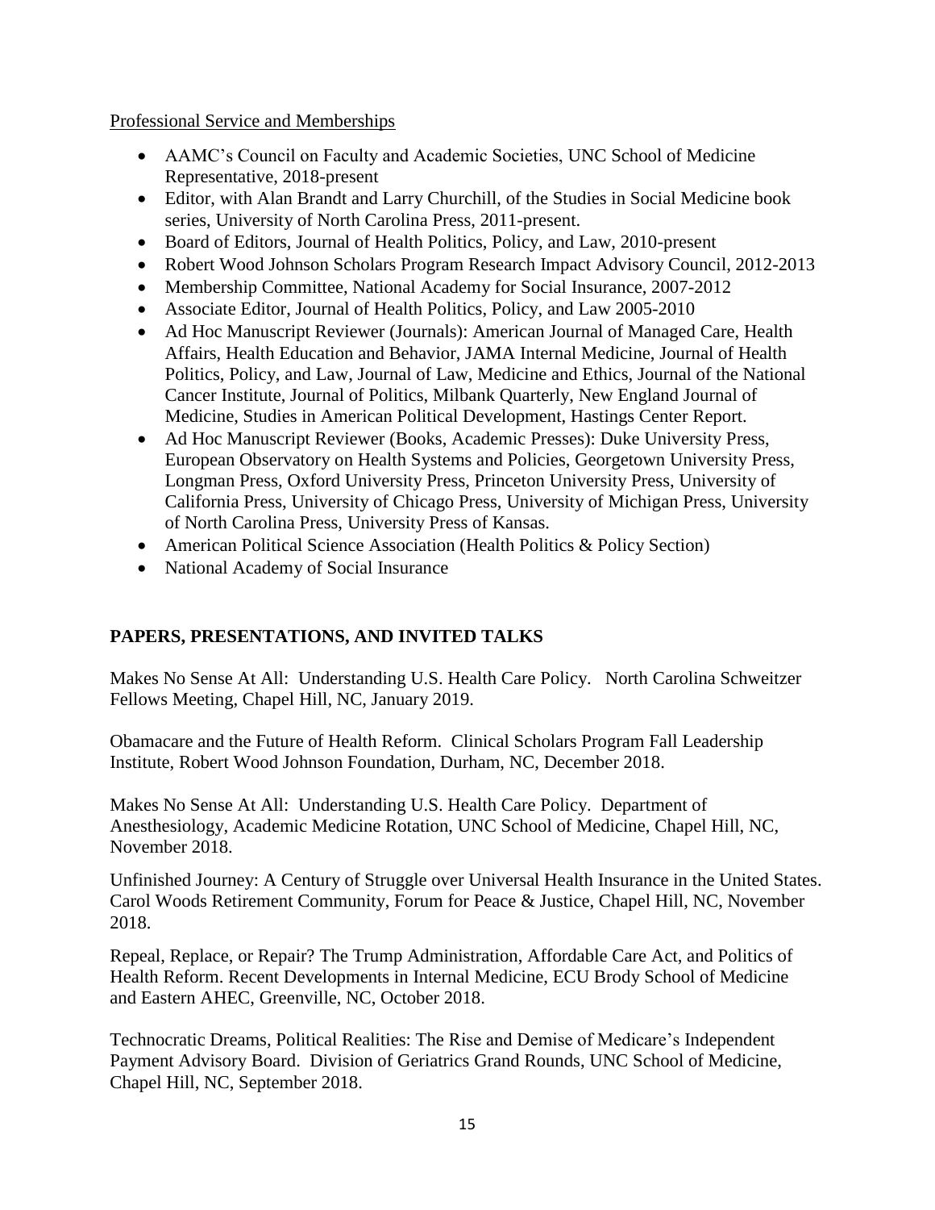Professional Service and Memberships

- AAMC's Council on Faculty and Academic Societies, UNC School of Medicine Representative, 2018-present
- Editor, with Alan Brandt and Larry Churchill, of the Studies in Social Medicine book series, University of North Carolina Press, 2011-present.
- Board of Editors, Journal of Health Politics, Policy, and Law, 2010-present
- Robert Wood Johnson Scholars Program Research Impact Advisory Council, 2012-2013
- Membership Committee, National Academy for Social Insurance, 2007-2012
- Associate Editor, Journal of Health Politics, Policy, and Law 2005-2010
- Ad Hoc Manuscript Reviewer (Journals): American Journal of Managed Care, Health Affairs, Health Education and Behavior, JAMA Internal Medicine, Journal of Health Politics, Policy, and Law, Journal of Law, Medicine and Ethics, Journal of the National Cancer Institute, Journal of Politics, Milbank Quarterly, New England Journal of Medicine, Studies in American Political Development, Hastings Center Report.
- Ad Hoc Manuscript Reviewer (Books, Academic Presses): Duke University Press, European Observatory on Health Systems and Policies, Georgetown University Press, Longman Press, Oxford University Press, Princeton University Press, University of California Press, University of Chicago Press, University of Michigan Press, University of North Carolina Press, University Press of Kansas.
- American Political Science Association (Health Politics & Policy Section)
- National Academy of Social Insurance

## PAPERS, PRESENTATIONS, AND INVITED TALKS

Makes No Sense At All: Understanding U.S. Health Care Policy. North Carolina Schweitzer Fellows Meeting, Chapel Hill, NC, January 2019.

Obamacare and the Future of Health Reform. Clinical Scholars Program Fall Leadership Institute, Robert Wood Johnson Foundation, Durham, NC, December 2018.

Makes No Sense At All: Understanding U.S. Health Care Policy. Department of Anesthesiology, Academic Medicine Rotation, UNC School of Medicine, Chapel Hill, NC, November 2018.

Unfinished Journey: A Century of Struggle over Universal Health Insurance in the United States. Carol Woods Retirement Community, Forum for Peace & Justice, Chapel Hill, NC, November 2018.

Repeal, Replace, or Repair? The Trump Administration, Affordable Care Act, and Politics of Health Reform. Recent Developments in Internal Medicine, ECU Brody School of Medicine and Eastern AHEC, Greenville, NC, October 2018.

Technocratic Dreams, Political Realities: The Rise and Demise of Medicare's Independent Payment Advisory Board. Division of Geriatrics Grand Rounds, UNC School of Medicine, Chapel Hill, NC, September 2018.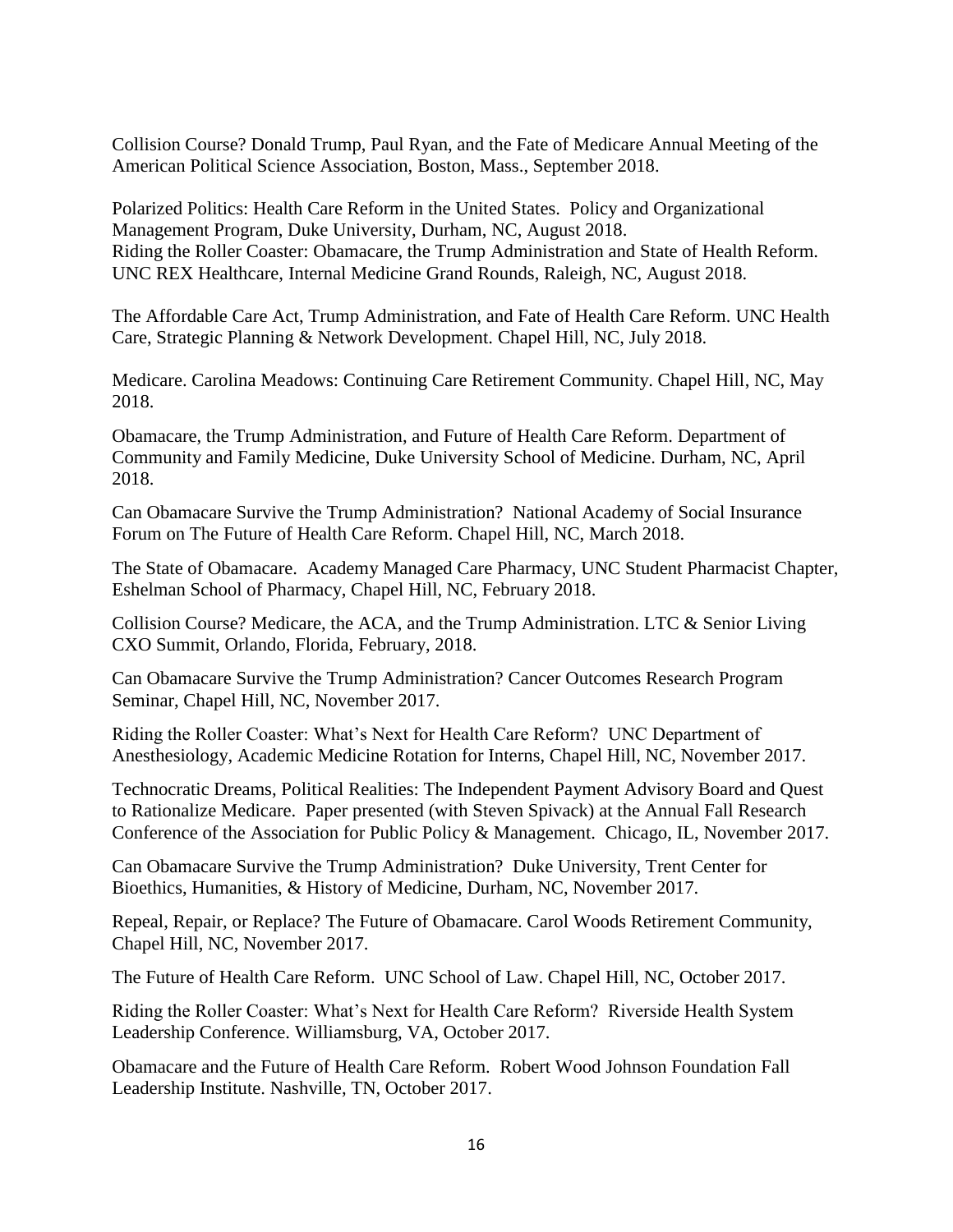Collision Course? Donald Trump, Paul Ryan, and the Fate of Medicare Annual Meeting of the American Political Science Association, Boston, Mass., September 2018.

Polarized Politics: Health Care Reform in the United States. Policy and Organizational Management Program, Duke University, Durham, NC, August 2018.
Riding the Roller Coaster: Obamacare, the Trump Administration and State of Health Reform. UNC REX Healthcare, Internal Medicine Grand Rounds, Raleigh, NC, August 2018.

The Affordable Care Act, Trump Administration, and Fate of Health Care Reform. UNC Health Care, Strategic Planning & Network Development. Chapel Hill, NC, July 2018.

Medicare. Carolina Meadows: Continuing Care Retirement Community. Chapel Hill, NC, May 2018.

Obamacare, the Trump Administration, and Future of Health Care Reform. Department of Community and Family Medicine, Duke University School of Medicine. Durham, NC, April 2018.

Can Obamacare Survive the Trump Administration? National Academy of Social Insurance Forum on The Future of Health Care Reform. Chapel Hill, NC, March 2018.

The State of Obamacare. Academy Managed Care Pharmacy, UNC Student Pharmacist Chapter, Eshelman School of Pharmacy, Chapel Hill, NC, February 2018.

Collision Course? Medicare, the ACA, and the Trump Administration. LTC & Senior Living CXO Summit, Orlando, Florida, February, 2018.

Can Obamacare Survive the Trump Administration? Cancer Outcomes Research Program Seminar, Chapel Hill, NC, November 2017.

Riding the Roller Coaster: What's Next for Health Care Reform? UNC Department of Anesthesiology, Academic Medicine Rotation for Interns, Chapel Hill, NC, November 2017.

Technocratic Dreams, Political Realities: The Independent Payment Advisory Board and Quest to Rationalize Medicare. Paper presented (with Steven Spivack) at the Annual Fall Research Conference of the Association for Public Policy & Management. Chicago, IL, November 2017.

Can Obamacare Survive the Trump Administration? Duke University, Trent Center for Bioethics, Humanities, & History of Medicine, Durham, NC, November 2017.

Repeal, Repair, or Replace? The Future of Obamacare. Carol Woods Retirement Community, Chapel Hill, NC, November 2017.

The Future of Health Care Reform. UNC School of Law. Chapel Hill, NC, October 2017.

Riding the Roller Coaster: What's Next for Health Care Reform? Riverside Health System Leadership Conference. Williamsburg, VA, October 2017.

Obamacare and the Future of Health Care Reform. Robert Wood Johnson Foundation Fall Leadership Institute. Nashville, TN, October 2017.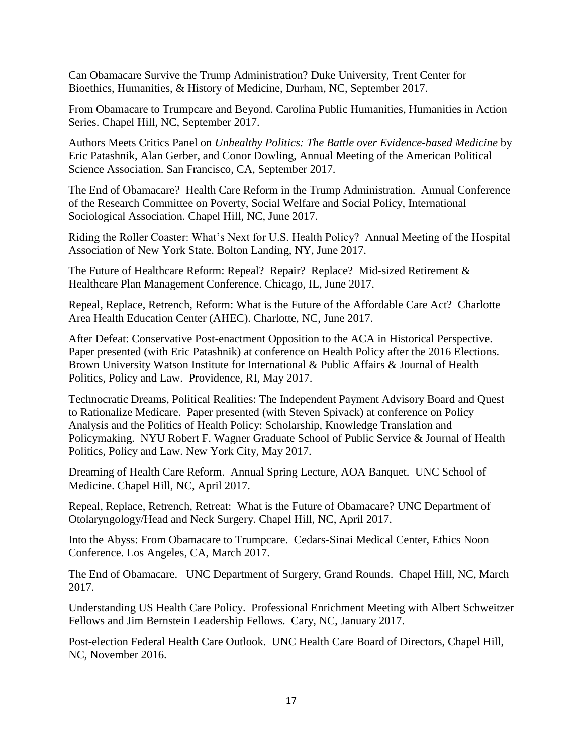Can Obamacare Survive the Trump Administration? Duke University, Trent Center for Bioethics, Humanities, & History of Medicine, Durham, NC, September 2017.

From Obamacare to Trumpcare and Beyond. Carolina Public Humanities, Humanities in Action Series. Chapel Hill, NC, September 2017.

Authors Meets Critics Panel on *Unhealthy Politics: The Battle over Evidence-based Medicine* by Eric Patashnik, Alan Gerber, and Conor Dowling, Annual Meeting of the American Political Science Association. San Francisco, CA, September 2017.

The End of Obamacare? Health Care Reform in the Trump Administration. Annual Conference of the Research Committee on Poverty, Social Welfare and Social Policy, International Sociological Association. Chapel Hill, NC, June 2017.

Riding the Roller Coaster: What's Next for U.S. Health Policy? Annual Meeting of the Hospital Association of New York State. Bolton Landing, NY, June 2017.

The Future of Healthcare Reform: Repeal? Repair? Replace? Mid-sized Retirement & Healthcare Plan Management Conference. Chicago, IL, June 2017.

Repeal, Replace, Retrench, Reform: What is the Future of the Affordable Care Act? Charlotte Area Health Education Center (AHEC). Charlotte, NC, June 2017.

After Defeat: Conservative Post-enactment Opposition to the ACA in Historical Perspective. Paper presented (with Eric Patashnik) at conference on Health Policy after the 2016 Elections. Brown University Watson Institute for International & Public Affairs & Journal of Health Politics, Policy and Law. Providence, RI, May 2017.

Technocratic Dreams, Political Realities: The Independent Payment Advisory Board and Quest to Rationalize Medicare. Paper presented (with Steven Spivack) at conference on Policy Analysis and the Politics of Health Policy: Scholarship, Knowledge Translation and Policymaking. NYU Robert F. Wagner Graduate School of Public Service & Journal of Health Politics, Policy and Law. New York City, May 2017.

Dreaming of Health Care Reform. Annual Spring Lecture, AOA Banquet. UNC School of Medicine. Chapel Hill, NC, April 2017.

Repeal, Replace, Retrench, Retreat: What is the Future of Obamacare? UNC Department of Otolaryngology/Head and Neck Surgery. Chapel Hill, NC, April 2017.

Into the Abyss: From Obamacare to Trumpcare. Cedars-Sinai Medical Center, Ethics Noon Conference. Los Angeles, CA, March 2017.

The End of Obamacare. UNC Department of Surgery, Grand Rounds. Chapel Hill, NC, March 2017.

Understanding US Health Care Policy. Professional Enrichment Meeting with Albert Schweitzer Fellows and Jim Bernstein Leadership Fellows. Cary, NC, January 2017.

Post-election Federal Health Care Outlook. UNC Health Care Board of Directors, Chapel Hill, NC, November 2016.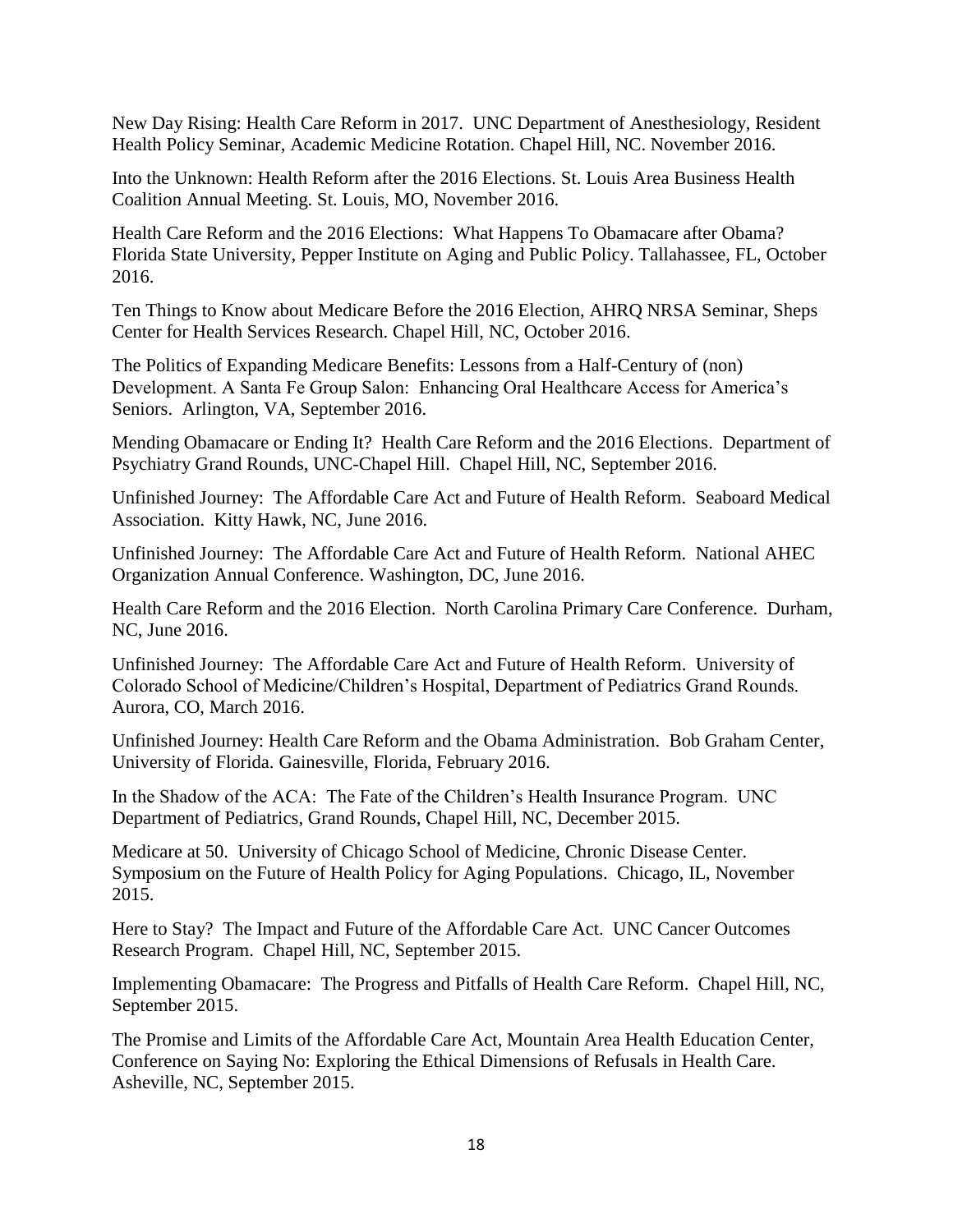New Day Rising: Health Care Reform in 2017. UNC Department of Anesthesiology, Resident Health Policy Seminar, Academic Medicine Rotation. Chapel Hill, NC. November 2016.

Into the Unknown: Health Reform after the 2016 Elections. St. Louis Area Business Health Coalition Annual Meeting. St. Louis, MO, November 2016.

Health Care Reform and the 2016 Elections: What Happens To Obamacare after Obama? Florida State University, Pepper Institute on Aging and Public Policy. Tallahassee, FL, October 2016.

Ten Things to Know about Medicare Before the 2016 Election, AHRQ NRSA Seminar, Sheps Center for Health Services Research. Chapel Hill, NC, October 2016.

The Politics of Expanding Medicare Benefits: Lessons from a Half-Century of (non) Development. A Santa Fe Group Salon: Enhancing Oral Healthcare Access for America's Seniors. Arlington, VA, September 2016.

Mending Obamacare or Ending It? Health Care Reform and the 2016 Elections. Department of Psychiatry Grand Rounds, UNC-Chapel Hill. Chapel Hill, NC, September 2016.

Unfinished Journey: The Affordable Care Act and Future of Health Reform. Seaboard Medical Association. Kitty Hawk, NC, June 2016.

Unfinished Journey: The Affordable Care Act and Future of Health Reform. National AHEC Organization Annual Conference. Washington, DC, June 2016.

Health Care Reform and the 2016 Election. North Carolina Primary Care Conference. Durham, NC, June 2016.

Unfinished Journey: The Affordable Care Act and Future of Health Reform. University of Colorado School of Medicine/Children's Hospital, Department of Pediatrics Grand Rounds. Aurora, CO, March 2016.

Unfinished Journey: Health Care Reform and the Obama Administration. Bob Graham Center, University of Florida. Gainesville, Florida, February 2016.

In the Shadow of the ACA: The Fate of the Children's Health Insurance Program. UNC Department of Pediatrics, Grand Rounds, Chapel Hill, NC, December 2015.

Medicare at 50. University of Chicago School of Medicine, Chronic Disease Center. Symposium on the Future of Health Policy for Aging Populations. Chicago, IL, November 2015.

Here to Stay? The Impact and Future of the Affordable Care Act. UNC Cancer Outcomes Research Program. Chapel Hill, NC, September 2015.

Implementing Obamacare: The Progress and Pitfalls of Health Care Reform. Chapel Hill, NC, September 2015.

The Promise and Limits of the Affordable Care Act, Mountain Area Health Education Center, Conference on Saying No: Exploring the Ethical Dimensions of Refusals in Health Care. Asheville, NC, September 2015.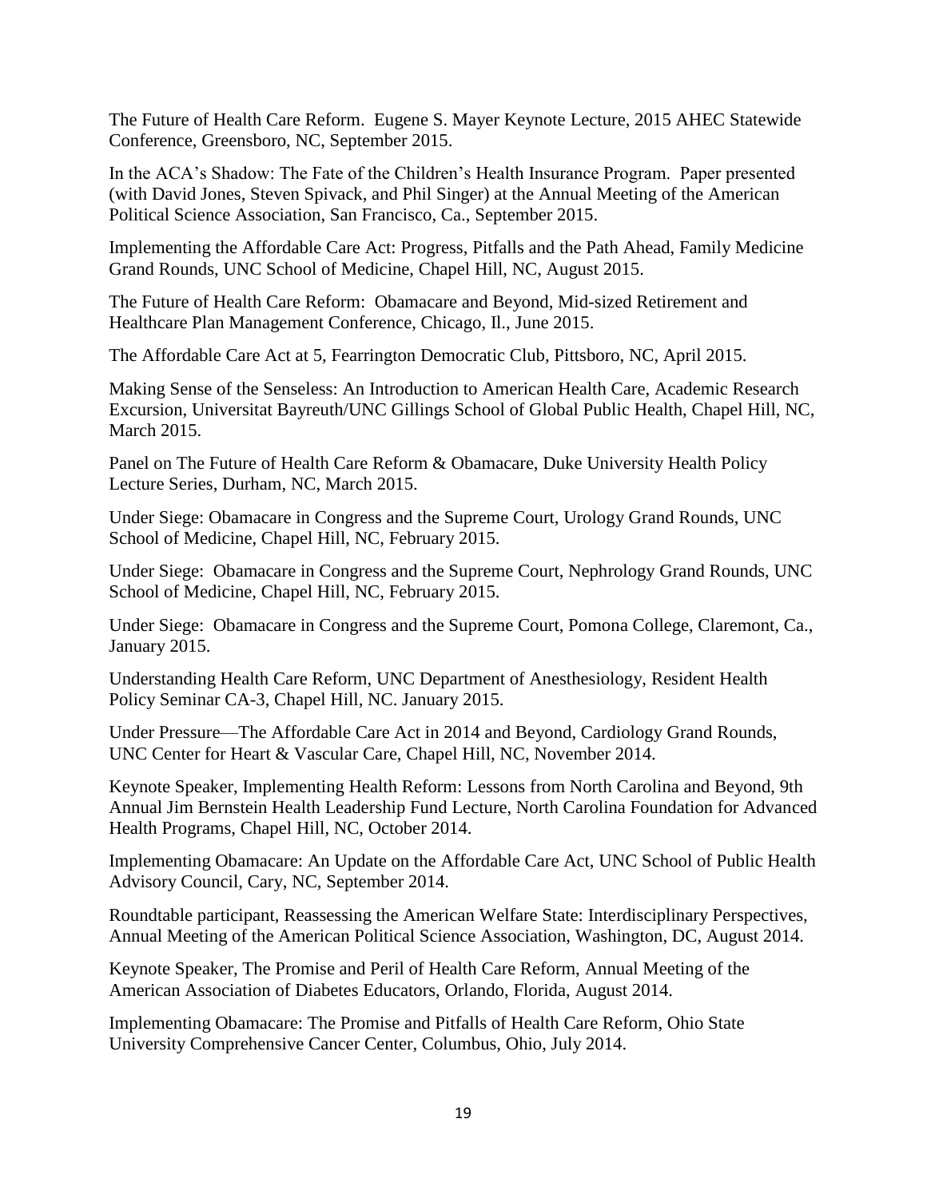The Future of Health Care Reform. Eugene S. Mayer Keynote Lecture, 2015 AHEC Statewide Conference, Greensboro, NC, September 2015.

In the ACA's Shadow: The Fate of the Children's Health Insurance Program. Paper presented (with David Jones, Steven Spivack, and Phil Singer) at the Annual Meeting of the American Political Science Association, San Francisco, Ca., September 2015.

Implementing the Affordable Care Act: Progress, Pitfalls and the Path Ahead, Family Medicine Grand Rounds, UNC School of Medicine, Chapel Hill, NC, August 2015.

The Future of Health Care Reform: Obamacare and Beyond, Mid-sized Retirement and Healthcare Plan Management Conference, Chicago, Il., June 2015.

The Affordable Care Act at 5, Fearrington Democratic Club, Pittsboro, NC, April 2015.

Making Sense of the Senseless: An Introduction to American Health Care, Academic Research Excursion, Universitat Bayreuth/UNC Gillings School of Global Public Health, Chapel Hill, NC, March 2015.

Panel on The Future of Health Care Reform & Obamacare, Duke University Health Policy Lecture Series, Durham, NC, March 2015.

Under Siege: Obamacare in Congress and the Supreme Court, Urology Grand Rounds, UNC School of Medicine, Chapel Hill, NC, February 2015.

Under Siege: Obamacare in Congress and the Supreme Court, Nephrology Grand Rounds, UNC School of Medicine, Chapel Hill, NC, February 2015.

Under Siege: Obamacare in Congress and the Supreme Court, Pomona College, Claremont, Ca., January 2015.

Understanding Health Care Reform, UNC Department of Anesthesiology, Resident Health Policy Seminar CA-3, Chapel Hill, NC. January 2015.

Under Pressure—The Affordable Care Act in 2014 and Beyond, Cardiology Grand Rounds, UNC Center for Heart & Vascular Care, Chapel Hill, NC, November 2014.

Keynote Speaker, Implementing Health Reform: Lessons from North Carolina and Beyond, 9th Annual Jim Bernstein Health Leadership Fund Lecture, North Carolina Foundation for Advanced Health Programs, Chapel Hill, NC, October 2014.

Implementing Obamacare: An Update on the Affordable Care Act, UNC School of Public Health Advisory Council, Cary, NC, September 2014.

Roundtable participant, Reassessing the American Welfare State: Interdisciplinary Perspectives, Annual Meeting of the American Political Science Association, Washington, DC, August 2014.

Keynote Speaker, The Promise and Peril of Health Care Reform, Annual Meeting of the American Association of Diabetes Educators, Orlando, Florida, August 2014.

Implementing Obamacare: The Promise and Pitfalls of Health Care Reform, Ohio State University Comprehensive Cancer Center, Columbus, Ohio, July 2014.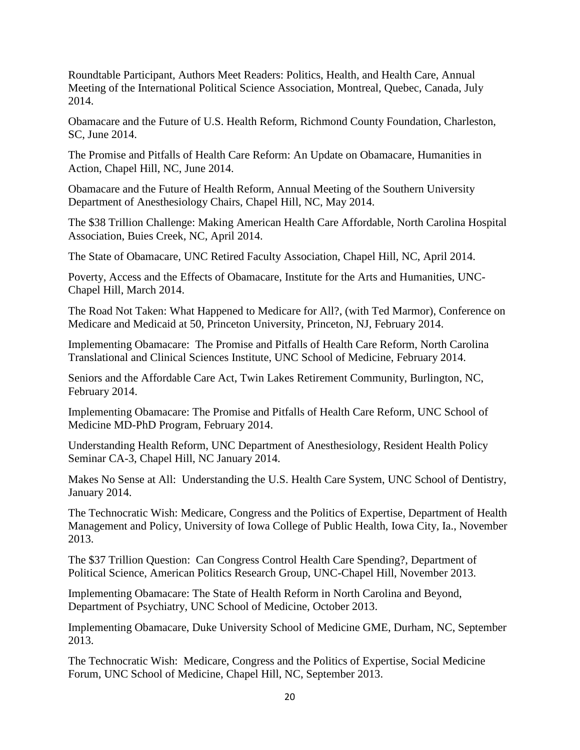Roundtable Participant, Authors Meet Readers: Politics, Health, and Health Care, Annual Meeting of the International Political Science Association, Montreal, Quebec, Canada, July 2014.

Obamacare and the Future of U.S. Health Reform, Richmond County Foundation, Charleston, SC, June 2014.

The Promise and Pitfalls of Health Care Reform: An Update on Obamacare, Humanities in Action, Chapel Hill, NC, June 2014.

Obamacare and the Future of Health Reform, Annual Meeting of the Southern University Department of Anesthesiology Chairs, Chapel Hill, NC, May 2014.

The $38 Trillion Challenge: Making American Health Care Affordable, North Carolina Hospital Association, Buies Creek, NC, April 2014.

The State of Obamacare, UNC Retired Faculty Association, Chapel Hill, NC, April 2014.

Poverty, Access and the Effects of Obamacare, Institute for the Arts and Humanities, UNC-Chapel Hill, March 2014.

The Road Not Taken: What Happened to Medicare for All?, (with Ted Marmor), Conference on Medicare and Medicaid at 50, Princeton University, Princeton, NJ, February 2014.

Implementing Obamacare: The Promise and Pitfalls of Health Care Reform, North Carolina Translational and Clinical Sciences Institute, UNC School of Medicine, February 2014.

Seniors and the Affordable Care Act, Twin Lakes Retirement Community, Burlington, NC, February 2014.

Implementing Obamacare: The Promise and Pitfalls of Health Care Reform, UNC School of Medicine MD-PhD Program, February 2014.

Understanding Health Reform, UNC Department of Anesthesiology, Resident Health Policy Seminar CA-3, Chapel Hill, NC January 2014.

Makes No Sense at All: Understanding the U.S. Health Care System, UNC School of Dentistry, January 2014.

The Technocratic Wish: Medicare, Congress and the Politics of Expertise, Department of Health Management and Policy, University of Iowa College of Public Health, Iowa City, Ia., November 2013.

The $37 Trillion Question: Can Congress Control Health Care Spending?, Department of Political Science, American Politics Research Group, UNC-Chapel Hill, November 2013.

Implementing Obamacare: The State of Health Reform in North Carolina and Beyond, Department of Psychiatry, UNC School of Medicine, October 2013.

Implementing Obamacare, Duke University School of Medicine GME, Durham, NC, September 2013.

The Technocratic Wish: Medicare, Congress and the Politics of Expertise, Social Medicine Forum, UNC School of Medicine, Chapel Hill, NC, September 2013.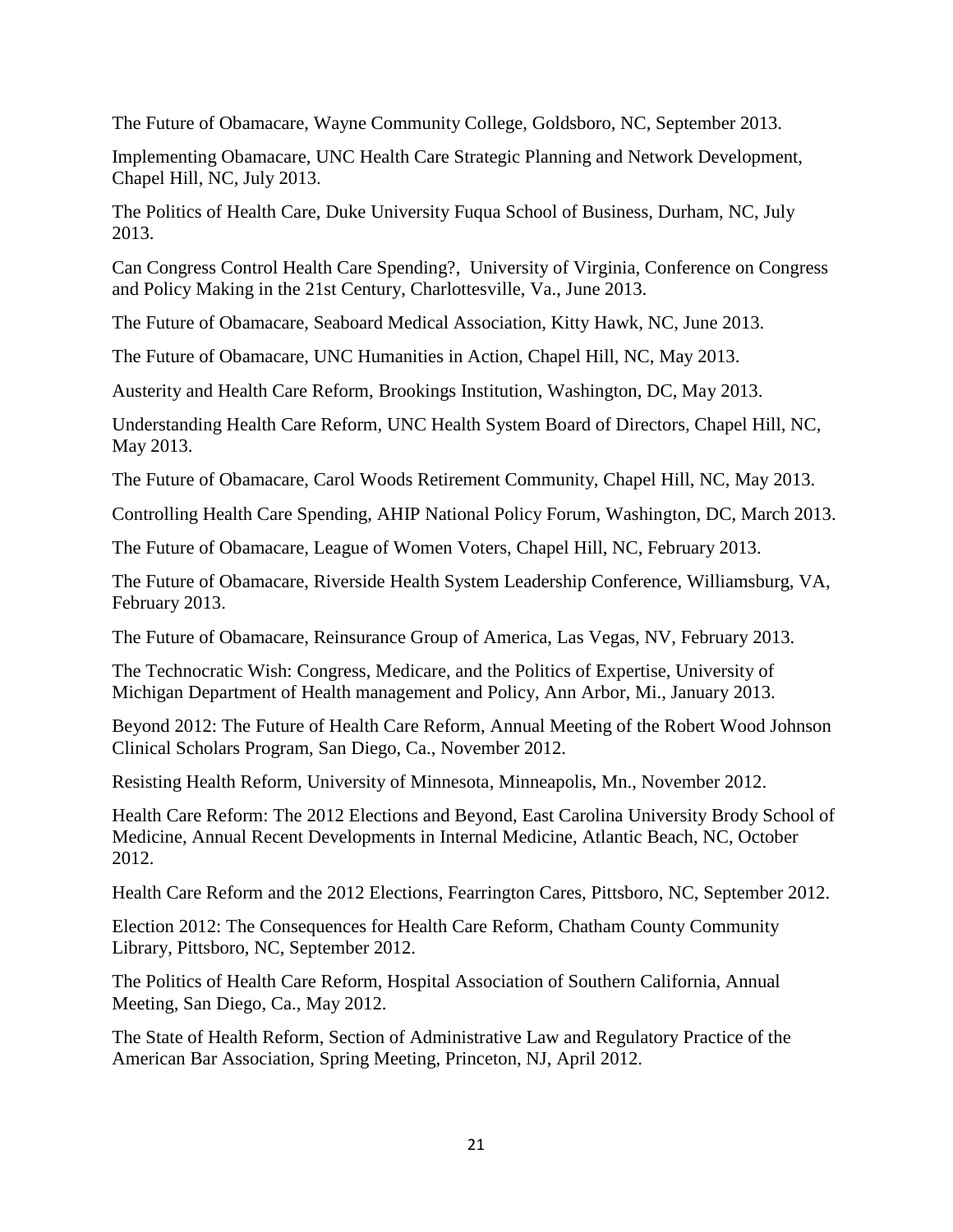The Future of Obamacare, Wayne Community College, Goldsboro, NC, September 2013.

Implementing Obamacare, UNC Health Care Strategic Planning and Network Development, Chapel Hill, NC, July 2013.

The Politics of Health Care, Duke University Fuqua School of Business, Durham, NC, July 2013.

Can Congress Control Health Care Spending?, University of Virginia, Conference on Congress and Policy Making in the 21st Century, Charlottesville, Va., June 2013.

The Future of Obamacare, Seaboard Medical Association, Kitty Hawk, NC, June 2013.

The Future of Obamacare, UNC Humanities in Action, Chapel Hill, NC, May 2013.

Austerity and Health Care Reform, Brookings Institution, Washington, DC, May 2013.

Understanding Health Care Reform, UNC Health System Board of Directors, Chapel Hill, NC, May 2013.

The Future of Obamacare, Carol Woods Retirement Community, Chapel Hill, NC, May 2013.

Controlling Health Care Spending, AHIP National Policy Forum, Washington, DC, March 2013.

The Future of Obamacare, League of Women Voters, Chapel Hill, NC, February 2013.

The Future of Obamacare, Riverside Health System Leadership Conference, Williamsburg, VA, February 2013.

The Future of Obamacare, Reinsurance Group of America, Las Vegas, NV, February 2013.

The Technocratic Wish: Congress, Medicare, and the Politics of Expertise, University of Michigan Department of Health management and Policy, Ann Arbor, Mi., January 2013.

Beyond 2012: The Future of Health Care Reform, Annual Meeting of the Robert Wood Johnson Clinical Scholars Program, San Diego, Ca., November 2012.

Resisting Health Reform, University of Minnesota, Minneapolis, Mn., November 2012.

Health Care Reform: The 2012 Elections and Beyond, East Carolina University Brody School of Medicine, Annual Recent Developments in Internal Medicine, Atlantic Beach, NC, October 2012.

Health Care Reform and the 2012 Elections, Fearrington Cares, Pittsboro, NC, September 2012.

Election 2012: The Consequences for Health Care Reform, Chatham County Community Library, Pittsboro, NC, September 2012.

The Politics of Health Care Reform, Hospital Association of Southern California, Annual Meeting, San Diego, Ca., May 2012.

The State of Health Reform, Section of Administrative Law and Regulatory Practice of the American Bar Association, Spring Meeting, Princeton, NJ, April 2012.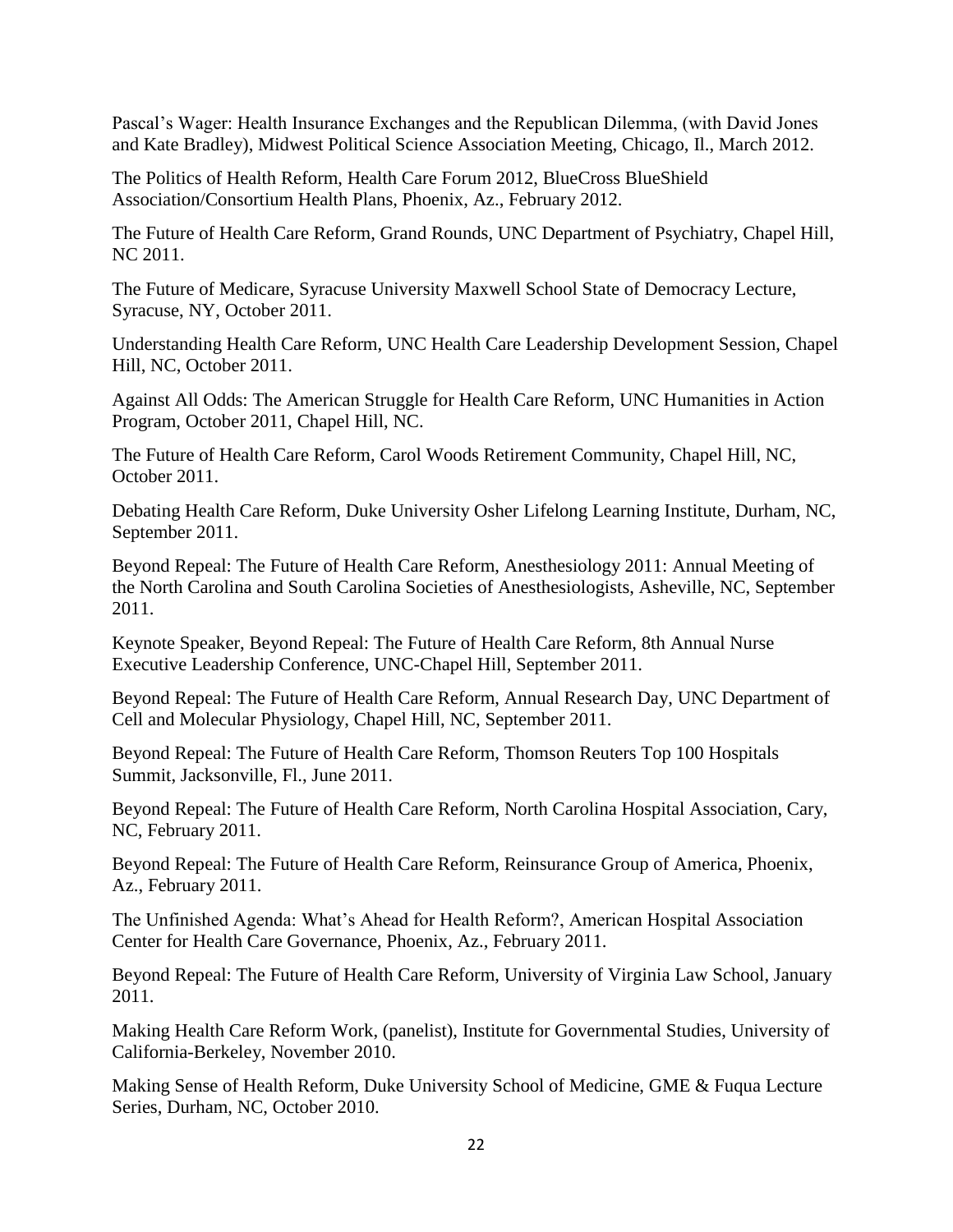Pascal's Wager: Health Insurance Exchanges and the Republican Dilemma, (with David Jones and Kate Bradley), Midwest Political Science Association Meeting, Chicago, Il., March 2012.

The Politics of Health Reform, Health Care Forum 2012, BlueCross BlueShield Association/Consortium Health Plans, Phoenix, Az., February 2012.

The Future of Health Care Reform, Grand Rounds, UNC Department of Psychiatry, Chapel Hill, NC 2011.

The Future of Medicare, Syracuse University Maxwell School State of Democracy Lecture, Syracuse, NY, October 2011.

Understanding Health Care Reform, UNC Health Care Leadership Development Session, Chapel Hill, NC, October 2011.

Against All Odds: The American Struggle for Health Care Reform, UNC Humanities in Action Program, October 2011, Chapel Hill, NC.

The Future of Health Care Reform, Carol Woods Retirement Community, Chapel Hill, NC, October 2011.

Debating Health Care Reform, Duke University Osher Lifelong Learning Institute, Durham, NC, September 2011.

Beyond Repeal: The Future of Health Care Reform, Anesthesiology 2011: Annual Meeting of the North Carolina and South Carolina Societies of Anesthesiologists, Asheville, NC, September 2011.

Keynote Speaker, Beyond Repeal: The Future of Health Care Reform, 8th Annual Nurse Executive Leadership Conference, UNC-Chapel Hill, September 2011.

Beyond Repeal: The Future of Health Care Reform, Annual Research Day, UNC Department of Cell and Molecular Physiology, Chapel Hill, NC, September 2011.

Beyond Repeal: The Future of Health Care Reform, Thomson Reuters Top 100 Hospitals Summit, Jacksonville, Fl., June 2011.

Beyond Repeal: The Future of Health Care Reform, North Carolina Hospital Association, Cary, NC, February 2011.

Beyond Repeal: The Future of Health Care Reform, Reinsurance Group of America, Phoenix, Az., February 2011.

The Unfinished Agenda: What's Ahead for Health Reform?, American Hospital Association Center for Health Care Governance, Phoenix, Az., February 2011.

Beyond Repeal: The Future of Health Care Reform, University of Virginia Law School, January 2011.

Making Health Care Reform Work, (panelist), Institute for Governmental Studies, University of California-Berkeley, November 2010.

Making Sense of Health Reform, Duke University School of Medicine, GME & Fuqua Lecture Series, Durham, NC, October 2010.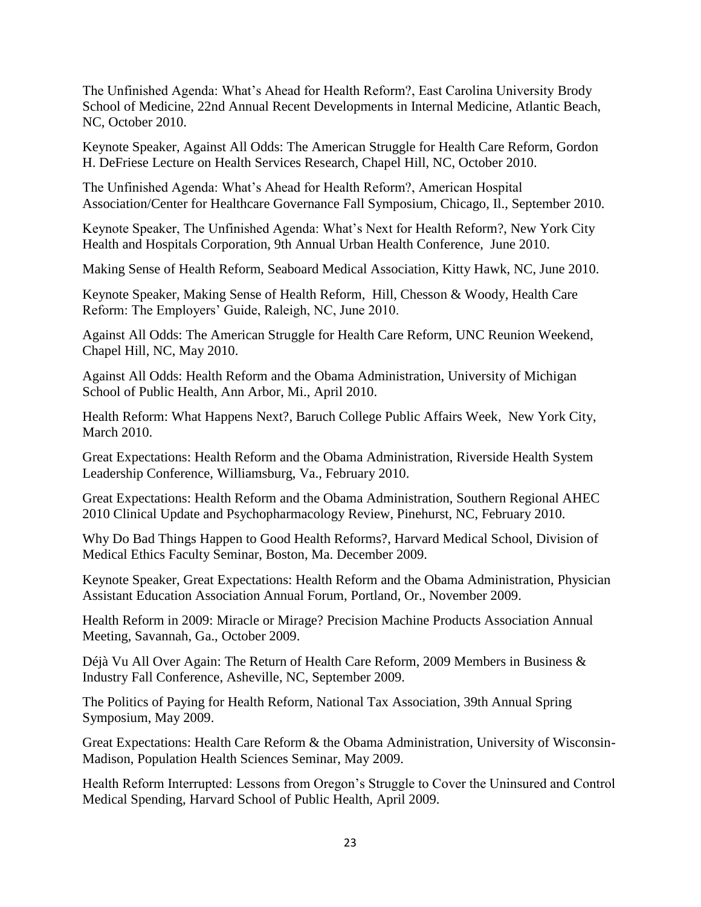The Unfinished Agenda: What's Ahead for Health Reform?, East Carolina University Brody School of Medicine, 22nd Annual Recent Developments in Internal Medicine, Atlantic Beach, NC, October 2010.

Keynote Speaker, Against All Odds: The American Struggle for Health Care Reform, Gordon H. DeFriese Lecture on Health Services Research, Chapel Hill, NC, October 2010.

The Unfinished Agenda: What's Ahead for Health Reform?, American Hospital Association/Center for Healthcare Governance Fall Symposium, Chicago, Il., September 2010.

Keynote Speaker, The Unfinished Agenda: What's Next for Health Reform?, New York City Health and Hospitals Corporation, 9th Annual Urban Health Conference, June 2010.

Making Sense of Health Reform, Seaboard Medical Association, Kitty Hawk, NC, June 2010.

Keynote Speaker, Making Sense of Health Reform, Hill, Chesson & Woody, Health Care Reform: The Employers' Guide, Raleigh, NC, June 2010.

Against All Odds: The American Struggle for Health Care Reform, UNC Reunion Weekend, Chapel Hill, NC, May 2010.

Against All Odds: Health Reform and the Obama Administration, University of Michigan School of Public Health, Ann Arbor, Mi., April 2010.

Health Reform: What Happens Next?, Baruch College Public Affairs Week, New York City, March 2010.

Great Expectations: Health Reform and the Obama Administration, Riverside Health System Leadership Conference, Williamsburg, Va., February 2010.

Great Expectations: Health Reform and the Obama Administration, Southern Regional AHEC 2010 Clinical Update and Psychopharmacology Review, Pinehurst, NC, February 2010.

Why Do Bad Things Happen to Good Health Reforms?, Harvard Medical School, Division of Medical Ethics Faculty Seminar, Boston, Ma. December 2009.

Keynote Speaker, Great Expectations: Health Reform and the Obama Administration, Physician Assistant Education Association Annual Forum, Portland, Or., November 2009.

Health Reform in 2009: Miracle or Mirage? Precision Machine Products Association Annual Meeting, Savannah, Ga., October 2009.

Déjà Vu All Over Again: The Return of Health Care Reform, 2009 Members in Business & Industry Fall Conference, Asheville, NC, September 2009.

The Politics of Paying for Health Reform, National Tax Association, 39th Annual Spring Symposium, May 2009.

Great Expectations: Health Care Reform & the Obama Administration, University of Wisconsin-Madison, Population Health Sciences Seminar, May 2009.

Health Reform Interrupted: Lessons from Oregon's Struggle to Cover the Uninsured and Control Medical Spending, Harvard School of Public Health, April 2009.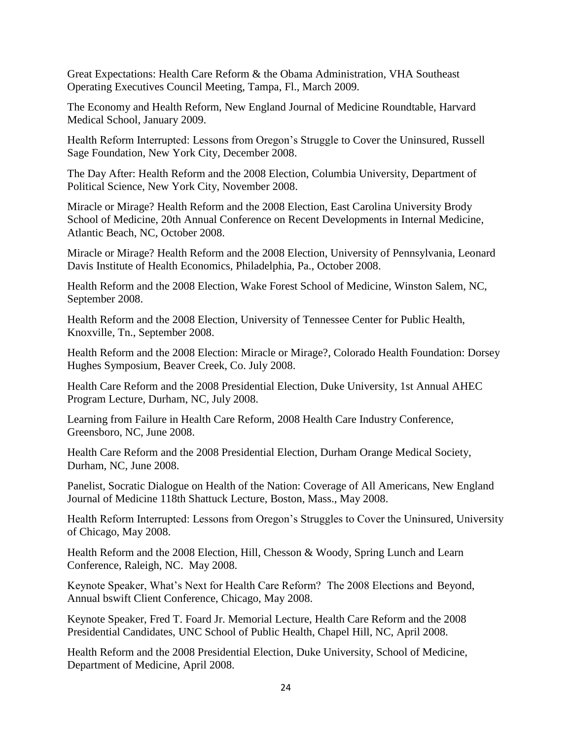Great Expectations: Health Care Reform & the Obama Administration, VHA Southeast Operating Executives Council Meeting, Tampa, Fl., March 2009.

The Economy and Health Reform, New England Journal of Medicine Roundtable, Harvard Medical School, January 2009.

Health Reform Interrupted: Lessons from Oregon's Struggle to Cover the Uninsured, Russell Sage Foundation, New York City, December 2008.

The Day After: Health Reform and the 2008 Election, Columbia University, Department of Political Science, New York City, November 2008.

Miracle or Mirage? Health Reform and the 2008 Election, East Carolina University Brody School of Medicine, 20th Annual Conference on Recent Developments in Internal Medicine, Atlantic Beach, NC, October 2008.

Miracle or Mirage? Health Reform and the 2008 Election, University of Pennsylvania, Leonard Davis Institute of Health Economics, Philadelphia, Pa., October 2008.

Health Reform and the 2008 Election, Wake Forest School of Medicine, Winston Salem, NC, September 2008.

Health Reform and the 2008 Election, University of Tennessee Center for Public Health, Knoxville, Tn., September 2008.

Health Reform and the 2008 Election: Miracle or Mirage?, Colorado Health Foundation: Dorsey Hughes Symposium, Beaver Creek, Co. July 2008.

Health Care Reform and the 2008 Presidential Election, Duke University, 1st Annual AHEC Program Lecture, Durham, NC, July 2008.

Learning from Failure in Health Care Reform, 2008 Health Care Industry Conference, Greensboro, NC, June 2008.

Health Care Reform and the 2008 Presidential Election, Durham Orange Medical Society, Durham, NC, June 2008.

Panelist, Socratic Dialogue on Health of the Nation: Coverage of All Americans, New England Journal of Medicine 118th Shattuck Lecture, Boston, Mass., May 2008.

Health Reform Interrupted: Lessons from Oregon's Struggles to Cover the Uninsured, University of Chicago, May 2008.

Health Reform and the 2008 Election, Hill, Chesson & Woody, Spring Lunch and Learn Conference, Raleigh, NC. May 2008.

Keynote Speaker, What's Next for Health Care Reform? The 2008 Elections and Beyond, Annual bswift Client Conference, Chicago, May 2008.

Keynote Speaker, Fred T. Foard Jr. Memorial Lecture, Health Care Reform and the 2008 Presidential Candidates, UNC School of Public Health, Chapel Hill, NC, April 2008.

Health Reform and the 2008 Presidential Election, Duke University, School of Medicine, Department of Medicine, April 2008.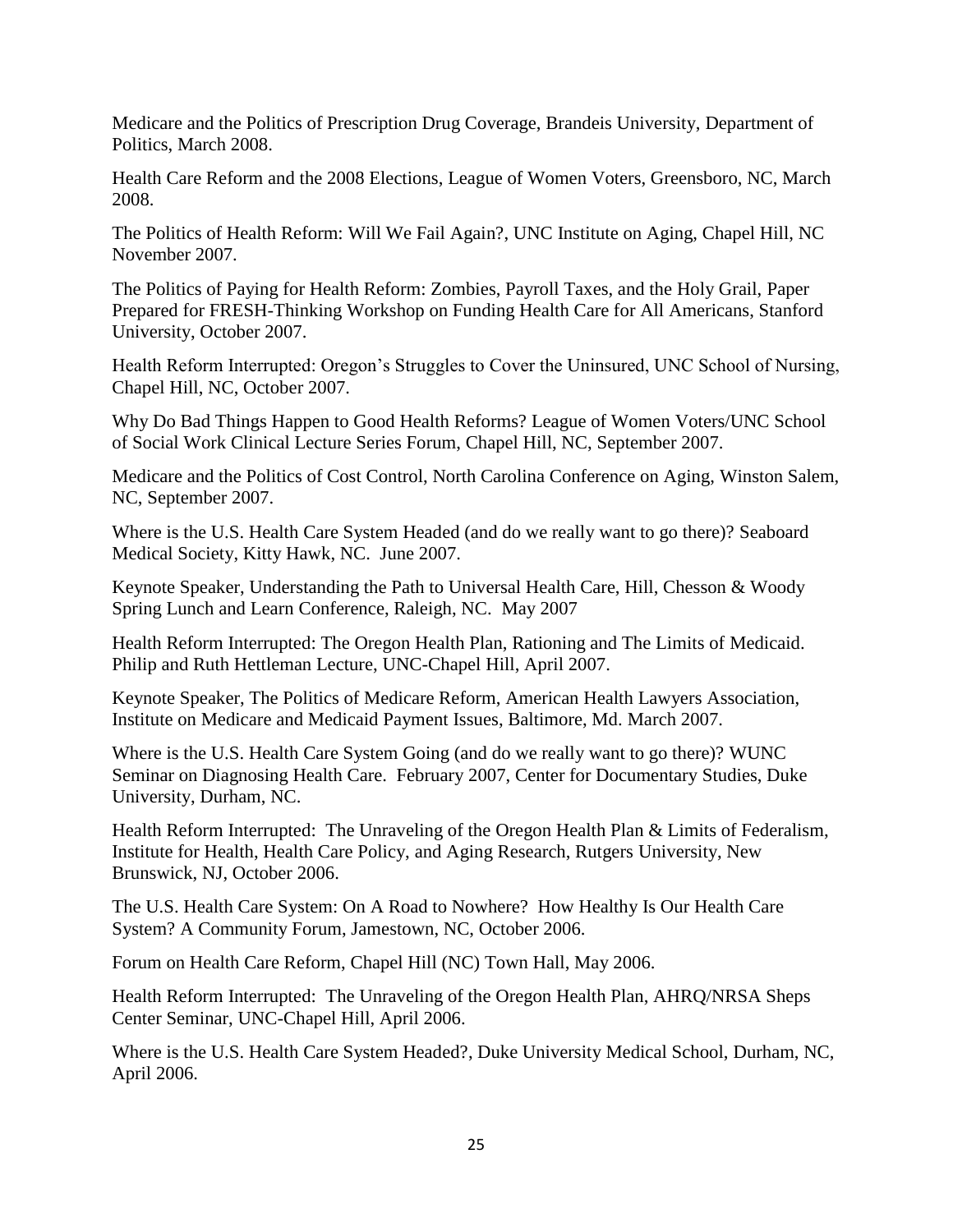Medicare and the Politics of Prescription Drug Coverage, Brandeis University, Department of Politics, March 2008.

Health Care Reform and the 2008 Elections, League of Women Voters, Greensboro, NC, March 2008.

The Politics of Health Reform: Will We Fail Again?, UNC Institute on Aging, Chapel Hill, NC November 2007.

The Politics of Paying for Health Reform: Zombies, Payroll Taxes, and the Holy Grail, Paper Prepared for FRESH-Thinking Workshop on Funding Health Care for All Americans, Stanford University, October 2007.

Health Reform Interrupted: Oregon's Struggles to Cover the Uninsured, UNC School of Nursing, Chapel Hill, NC, October 2007.

Why Do Bad Things Happen to Good Health Reforms? League of Women Voters/UNC School of Social Work Clinical Lecture Series Forum, Chapel Hill, NC, September 2007.

Medicare and the Politics of Cost Control, North Carolina Conference on Aging, Winston Salem, NC, September 2007.

Where is the U.S. Health Care System Headed (and do we really want to go there)? Seaboard Medical Society, Kitty Hawk, NC. June 2007.

Keynote Speaker, Understanding the Path to Universal Health Care, Hill, Chesson & Woody Spring Lunch and Learn Conference, Raleigh, NC. May 2007

Health Reform Interrupted: The Oregon Health Plan, Rationing and The Limits of Medicaid. Philip and Ruth Hettleman Lecture, UNC-Chapel Hill, April 2007.

Keynote Speaker, The Politics of Medicare Reform, American Health Lawyers Association, Institute on Medicare and Medicaid Payment Issues, Baltimore, Md. March 2007.

Where is the U.S. Health Care System Going (and do we really want to go there)? WUNC Seminar on Diagnosing Health Care. February 2007, Center for Documentary Studies, Duke University, Durham, NC.

Health Reform Interrupted: The Unraveling of the Oregon Health Plan & Limits of Federalism, Institute for Health, Health Care Policy, and Aging Research, Rutgers University, New Brunswick, NJ, October 2006.

The U.S. Health Care System: On A Road to Nowhere? How Healthy Is Our Health Care System? A Community Forum, Jamestown, NC, October 2006.

Forum on Health Care Reform, Chapel Hill (NC) Town Hall, May 2006.

Health Reform Interrupted: The Unraveling of the Oregon Health Plan, AHRQ/NRSA Sheps Center Seminar, UNC-Chapel Hill, April 2006.

Where is the U.S. Health Care System Headed?, Duke University Medical School, Durham, NC, April 2006.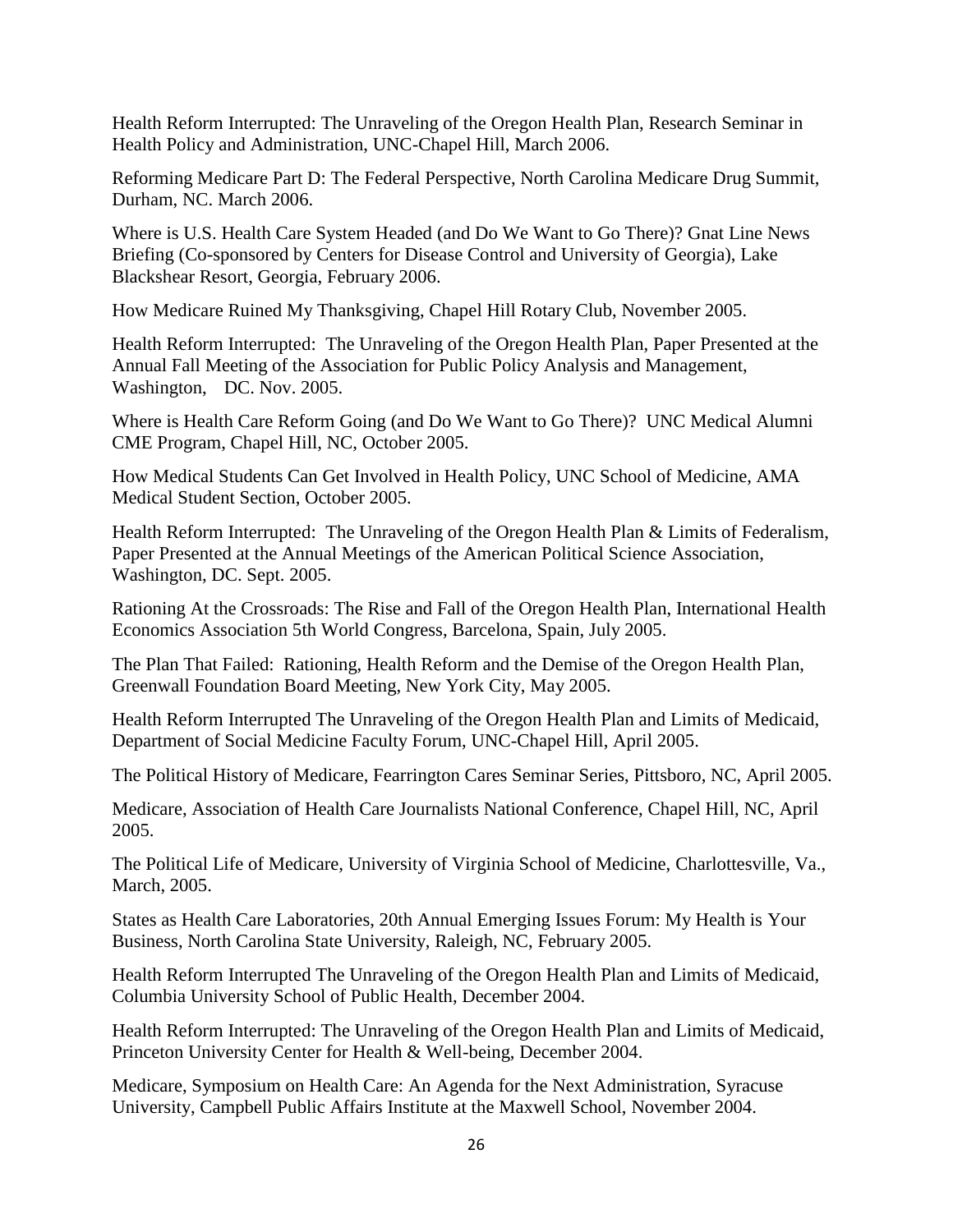Health Reform Interrupted: The Unraveling of the Oregon Health Plan, Research Seminar in Health Policy and Administration, UNC-Chapel Hill, March 2006.

Reforming Medicare Part D: The Federal Perspective, North Carolina Medicare Drug Summit, Durham, NC. March 2006.

Where is U.S. Health Care System Headed (and Do We Want to Go There)? Gnat Line News Briefing (Co-sponsored by Centers for Disease Control and University of Georgia), Lake Blackshear Resort, Georgia, February 2006.

How Medicare Ruined My Thanksgiving, Chapel Hill Rotary Club, November 2005.

Health Reform Interrupted: The Unraveling of the Oregon Health Plan, Paper Presented at the Annual Fall Meeting of the Association for Public Policy Analysis and Management, Washington, DC. Nov. 2005.

Where is Health Care Reform Going (and Do We Want to Go There)? UNC Medical Alumni CME Program, Chapel Hill, NC, October 2005.

How Medical Students Can Get Involved in Health Policy, UNC School of Medicine, AMA Medical Student Section, October 2005.

Health Reform Interrupted: The Unraveling of the Oregon Health Plan & Limits of Federalism, Paper Presented at the Annual Meetings of the American Political Science Association, Washington, DC. Sept. 2005.

Rationing At the Crossroads: The Rise and Fall of the Oregon Health Plan, International Health Economics Association 5th World Congress, Barcelona, Spain, July 2005.

The Plan That Failed: Rationing, Health Reform and the Demise of the Oregon Health Plan, Greenwall Foundation Board Meeting, New York City, May 2005.

Health Reform Interrupted The Unraveling of the Oregon Health Plan and Limits of Medicaid, Department of Social Medicine Faculty Forum, UNC-Chapel Hill, April 2005.

The Political History of Medicare, Fearrington Cares Seminar Series, Pittsboro, NC, April 2005.

Medicare, Association of Health Care Journalists National Conference, Chapel Hill, NC, April 2005.

The Political Life of Medicare, University of Virginia School of Medicine, Charlottesville, Va., March, 2005.

States as Health Care Laboratories, 20th Annual Emerging Issues Forum: My Health is Your Business, North Carolina State University, Raleigh, NC, February 2005.

Health Reform Interrupted The Unraveling of the Oregon Health Plan and Limits of Medicaid, Columbia University School of Public Health, December 2004.

Health Reform Interrupted: The Unraveling of the Oregon Health Plan and Limits of Medicaid, Princeton University Center for Health & Well-being, December 2004.

Medicare, Symposium on Health Care: An Agenda for the Next Administration, Syracuse University, Campbell Public Affairs Institute at the Maxwell School, November 2004.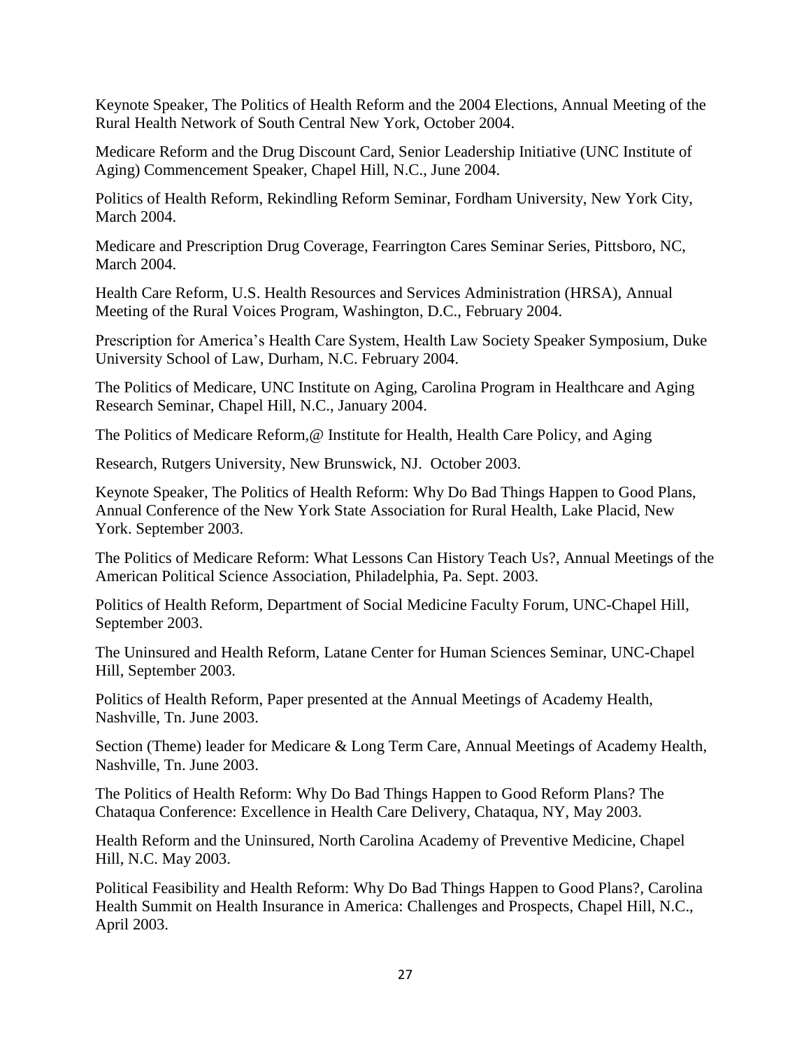Keynote Speaker, The Politics of Health Reform and the 2004 Elections, Annual Meeting of the Rural Health Network of South Central New York, October 2004.

Medicare Reform and the Drug Discount Card, Senior Leadership Initiative (UNC Institute of Aging) Commencement Speaker, Chapel Hill, N.C., June 2004.

Politics of Health Reform, Rekindling Reform Seminar, Fordham University, New York City, March 2004.

Medicare and Prescription Drug Coverage, Fearrington Cares Seminar Series, Pittsboro, NC, March 2004.

Health Care Reform, U.S. Health Resources and Services Administration (HRSA), Annual Meeting of the Rural Voices Program, Washington, D.C., February 2004.

Prescription for America's Health Care System, Health Law Society Speaker Symposium, Duke University School of Law, Durham, N.C. February 2004.

The Politics of Medicare, UNC Institute on Aging, Carolina Program in Healthcare and Aging Research Seminar, Chapel Hill, N.C., January 2004.

The Politics of Medicare Reform,@ Institute for Health, Health Care Policy, and Aging

Research, Rutgers University, New Brunswick, NJ. October 2003.

Keynote Speaker, The Politics of Health Reform: Why Do Bad Things Happen to Good Plans, Annual Conference of the New York State Association for Rural Health, Lake Placid, New York. September 2003.

The Politics of Medicare Reform: What Lessons Can History Teach Us?, Annual Meetings of the American Political Science Association, Philadelphia, Pa. Sept. 2003.

Politics of Health Reform, Department of Social Medicine Faculty Forum, UNC-Chapel Hill, September 2003.

The Uninsured and Health Reform, Latane Center for Human Sciences Seminar, UNC-Chapel Hill, September 2003.

Politics of Health Reform, Paper presented at the Annual Meetings of Academy Health, Nashville, Tn. June 2003.

Section (Theme) leader for Medicare & Long Term Care, Annual Meetings of Academy Health, Nashville, Tn. June 2003.

The Politics of Health Reform: Why Do Bad Things Happen to Good Reform Plans? The Chataqua Conference: Excellence in Health Care Delivery, Chataqua, NY, May 2003.

Health Reform and the Uninsured, North Carolina Academy of Preventive Medicine, Chapel Hill, N.C. May 2003.

Political Feasibility and Health Reform: Why Do Bad Things Happen to Good Plans?, Carolina Health Summit on Health Insurance in America: Challenges and Prospects, Chapel Hill, N.C., April 2003.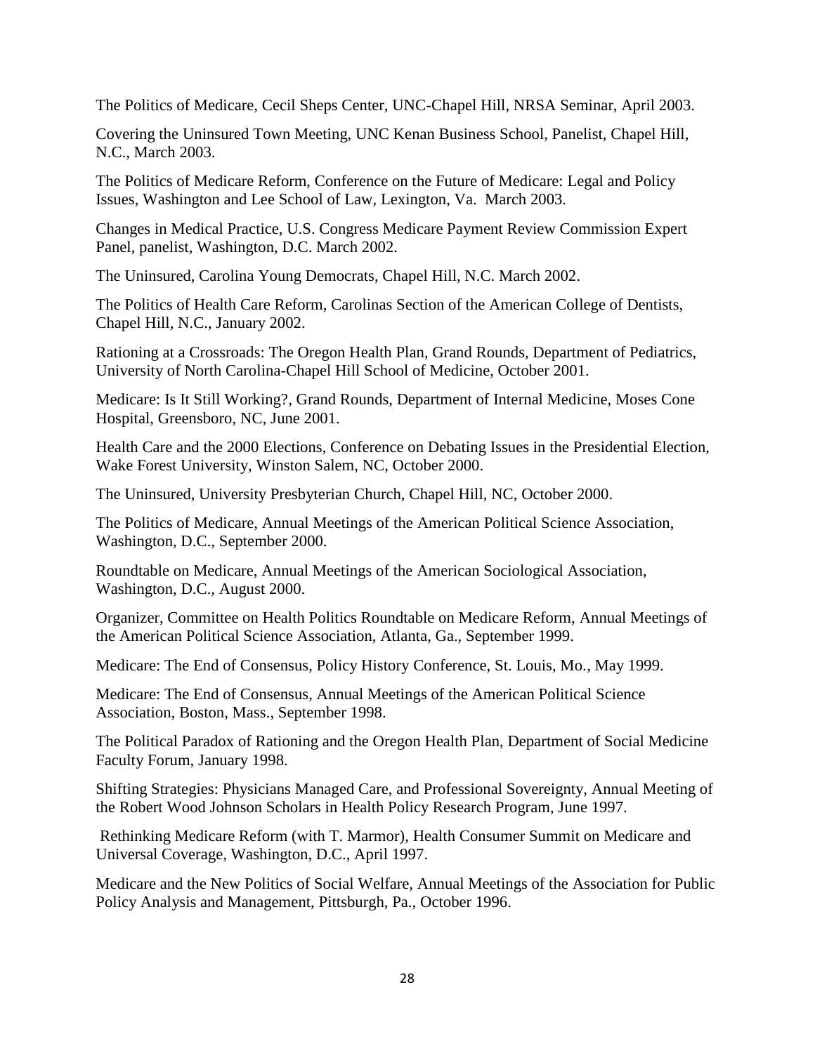The Politics of Medicare, Cecil Sheps Center, UNC-Chapel Hill, NRSA Seminar, April 2003.

Covering the Uninsured Town Meeting, UNC Kenan Business School, Panelist, Chapel Hill, N.C., March 2003.

The Politics of Medicare Reform, Conference on the Future of Medicare: Legal and Policy Issues, Washington and Lee School of Law, Lexington, Va. March 2003.

Changes in Medical Practice, U.S. Congress Medicare Payment Review Commission Expert Panel, panelist, Washington, D.C. March 2002.

The Uninsured, Carolina Young Democrats, Chapel Hill, N.C. March 2002.

The Politics of Health Care Reform, Carolinas Section of the American College of Dentists, Chapel Hill, N.C., January 2002.

Rationing at a Crossroads: The Oregon Health Plan, Grand Rounds, Department of Pediatrics, University of North Carolina-Chapel Hill School of Medicine, October 2001.

Medicare: Is It Still Working?, Grand Rounds, Department of Internal Medicine, Moses Cone Hospital, Greensboro, NC, June 2001.

Health Care and the 2000 Elections, Conference on Debating Issues in the Presidential Election, Wake Forest University, Winston Salem, NC, October 2000.

The Uninsured, University Presbyterian Church, Chapel Hill, NC, October 2000.

The Politics of Medicare, Annual Meetings of the American Political Science Association, Washington, D.C., September 2000.

Roundtable on Medicare, Annual Meetings of the American Sociological Association, Washington, D.C., August 2000.

Organizer, Committee on Health Politics Roundtable on Medicare Reform, Annual Meetings of the American Political Science Association, Atlanta, Ga., September 1999.

Medicare: The End of Consensus, Policy History Conference, St. Louis, Mo., May 1999.

Medicare: The End of Consensus, Annual Meetings of the American Political Science Association, Boston, Mass., September 1998.

The Political Paradox of Rationing and the Oregon Health Plan, Department of Social Medicine Faculty Forum, January 1998.

Shifting Strategies: Physicians Managed Care, and Professional Sovereignty, Annual Meeting of the Robert Wood Johnson Scholars in Health Policy Research Program, June 1997.

Rethinking Medicare Reform (with T. Marmor), Health Consumer Summit on Medicare and Universal Coverage, Washington, D.C., April 1997.

Medicare and the New Politics of Social Welfare, Annual Meetings of the Association for Public Policy Analysis and Management, Pittsburgh, Pa., October 1996.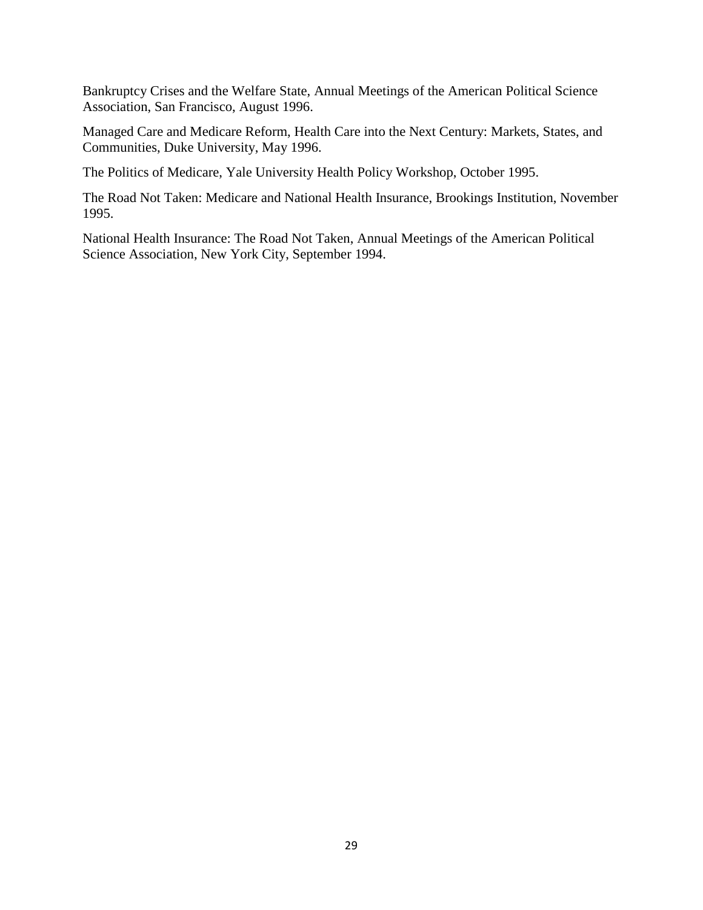Bankruptcy Crises and the Welfare State, Annual Meetings of the American Political Science Association, San Francisco, August 1996.

Managed Care and Medicare Reform, Health Care into the Next Century: Markets, States, and Communities, Duke University, May 1996.

The Politics of Medicare, Yale University Health Policy Workshop, October 1995.

The Road Not Taken: Medicare and National Health Insurance, Brookings Institution, November 1995.

National Health Insurance: The Road Not Taken, Annual Meetings of the American Political Science Association, New York City, September 1994.